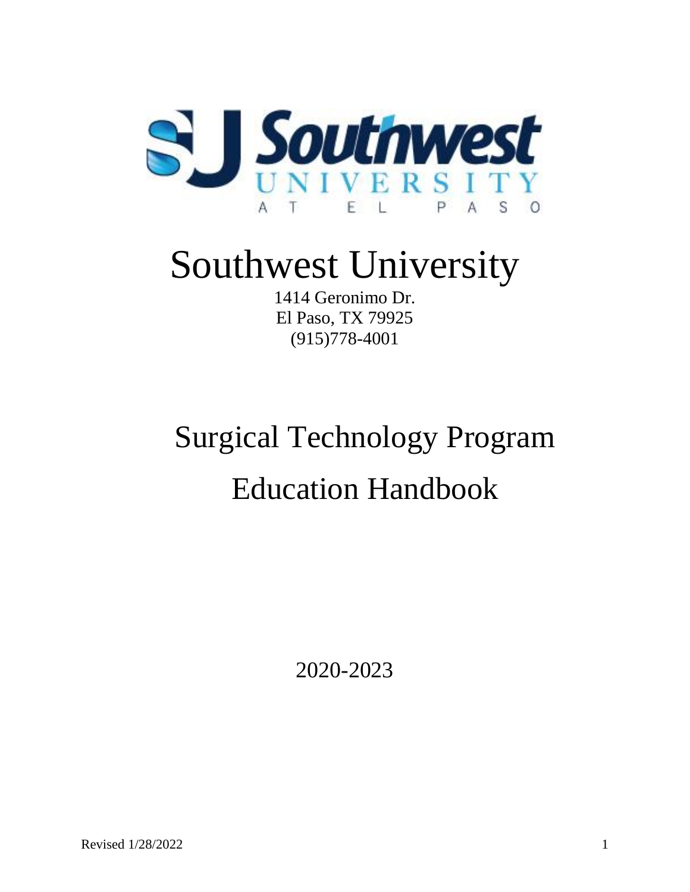# Southwest University

1414 Geronimo Dr.
El Paso, TX 79925
(915)778-4001

# Surgical Technology Program

# Education Handbook

2020-2023

Revised 1/28/2022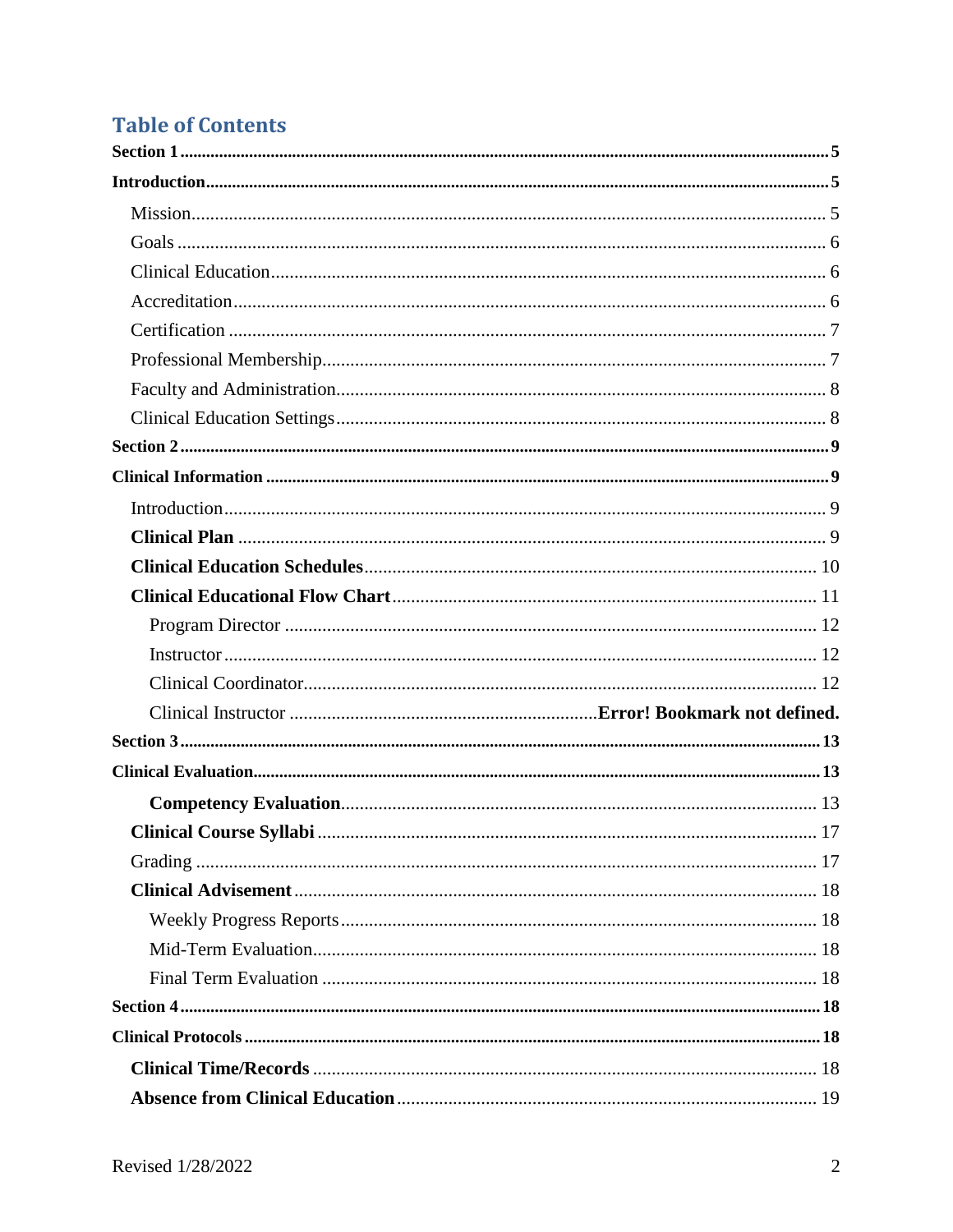# Table of Contents

**Section 1** ........ **5**

**Introduction** ........ **5**

- Mission ........ 5
- Goals ........ 6
- Clinical Education ........ 6
- Accreditation ........ 6
- Certification ........ 7
- Professional Membership ........ 7
- Faculty and Administration ........ 8
- Clinical Education Settings ........ 8

**Section 2** ........ **9**

**Clinical Information** ........ **9**

- Introduction ........ 9
- **Clinical Plan** ........ 9
- **Clinical Education Schedules** ........ 10
- **Clinical Educational Flow Chart** ........ 11
  - Program Director ........ 12
  - Instructor ........ 12
  - Clinical Coordinator ........ 12
  - Clinical Instructor ........ **Error! Bookmark not defined.**

**Section 3** ........ **13**

**Clinical Evaluation** ........ **13**

- - **Competency Evaluation** ........ 13
- **Clinical Course Syllabi** ........ 17
- Grading ........ 17
- **Clinical Advisement** ........ 18
  - Weekly Progress Reports ........ 18
  - Mid-Term Evaluation ........ 18
  - Final Term Evaluation ........ 18

**Section 4** ........ **18**

**Clinical Protocols** ........ **18**

- **Clinical Time/Records** ........ 18
- **Absence from Clinical Education** ........ 19

Revised 1/28/2022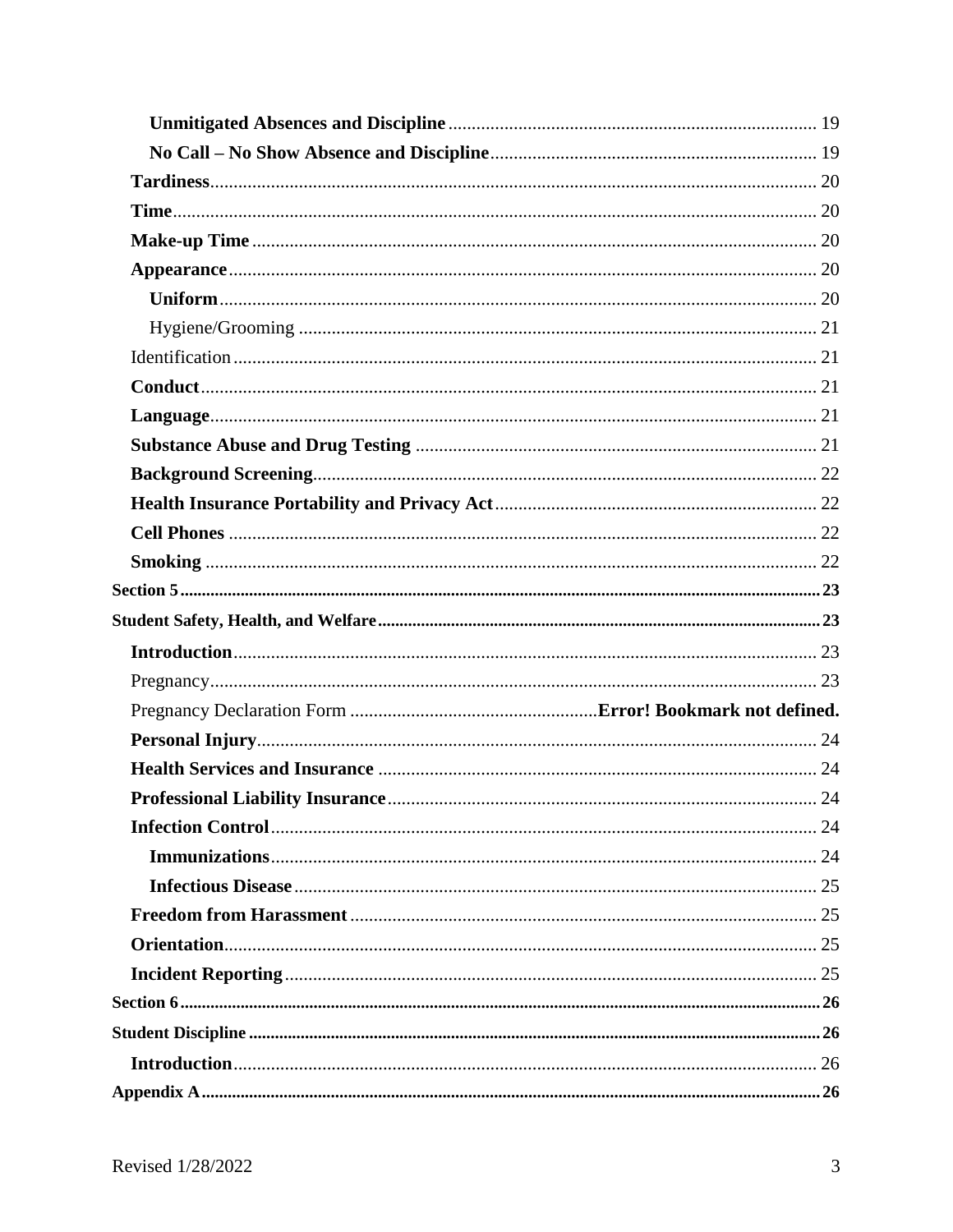**Unmitigated Absences and Discipline** .............................................................................. 19

**No Call – No Show Absence and Discipline** ..................................................................... 19

**Tardiness** ................................................................................................................. 20

**Time** ......................................................................................................................... 20

**Make-up Time** ........................................................................................................ 20

**Appearance** ............................................................................................................. 20

**Uniform** ............................................................................................................... 20

Hygiene/Grooming .............................................................................................. 21

Identification ............................................................................................................. 21

**Conduct** ................................................................................................................... 21

**Language** ................................................................................................................. 21

**Substance Abuse and Drug Testing** ..................................................................... 21

**Background Screening** ........................................................................................... 22

**Health Insurance Portability and Privacy Act** ..................................................... 22

**Cell Phones** ............................................................................................................. 22

**Smoking** .................................................................................................................. 22

**Section 5** ....................................................................................................................... 23

**Student Safety, Health, and Welfare** ....................................................................... 23

**Introduction** ............................................................................................................ 23

Pregnancy ................................................................................................................. 23

Pregnancy Declaration Form .................................................... **Error! Bookmark not defined.**

**Personal Injury** ........................................................................................................ 24

**Health Services and Insurance** ............................................................................. 24

**Professional Liability Insurance** ........................................................................... 24

**Infection Control** .................................................................................................... 24

**Immunizations** ..................................................................................................... 24

**Infectious Disease** ............................................................................................... 25

**Freedom from Harassment** ................................................................................... 25

**Orientation** .............................................................................................................. 25

**Incident Reporting** ................................................................................................. 25

**Section 6** ....................................................................................................................... 26

**Student Discipline** ...................................................................................................... 26

**Introduction** ............................................................................................................ 26

**Appendix A** .................................................................................................................. 26

Revised 1/28/2022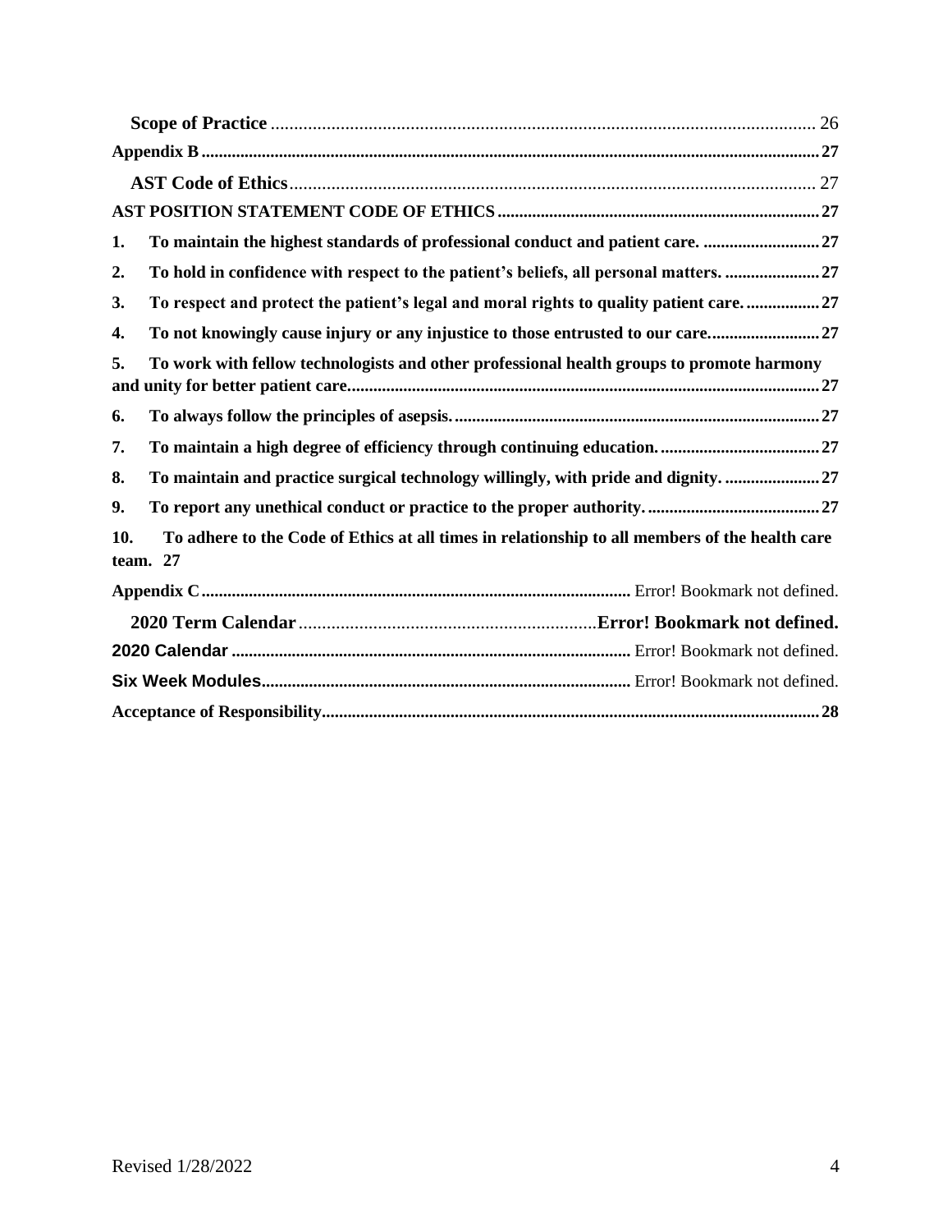Scope of Practice .................................................................................................................. 26

**Appendix B** ........................................................................................................................... **27**

AST Code of Ethics ................................................................................................................ 27

**AST POSITION STATEMENT CODE OF ETHICS** ............................................................................ **27**

**1. To maintain the highest standards of professional conduct and patient care.** ........................... **27**

**2. To hold in confidence with respect to the patient's beliefs, all personal matters.** ........................ **27**

**3. To respect and protect the patient's legal and moral rights to quality patient care.** ................... **27**

**4. To not knowingly cause injury or any injustice to those entrusted to our care.** ........................... **27**

**5. To work with fellow technologists and other professional health groups to promote harmony and unity for better patient care.** .......................................................................................................... **27**

**6. To always follow the principles of asepsis.** ........................................................................... **27**

**7. To maintain a high degree of efficiency through continuing education.** ..................................... **27**

**8. To maintain and practice surgical technology willingly, with pride and dignity.** ........................ **27**

**9. To report any unethical conduct or practice to the proper authority.** ........................................ **27**

**10. To adhere to the Code of Ethics at all times in relationship to all members of the health care team. 27**

**Appendix C** .................................................................................................. Error! Bookmark not defined.

2020 Term Calendar ................................................................ **Error! Bookmark not defined.**

**2020 Calendar** ............................................................................................ Error! Bookmark not defined.

**Six Week Modules** ..................................................................................... Error! Bookmark not defined.

**Acceptance of Responsibility** ................................................................................................................ **28**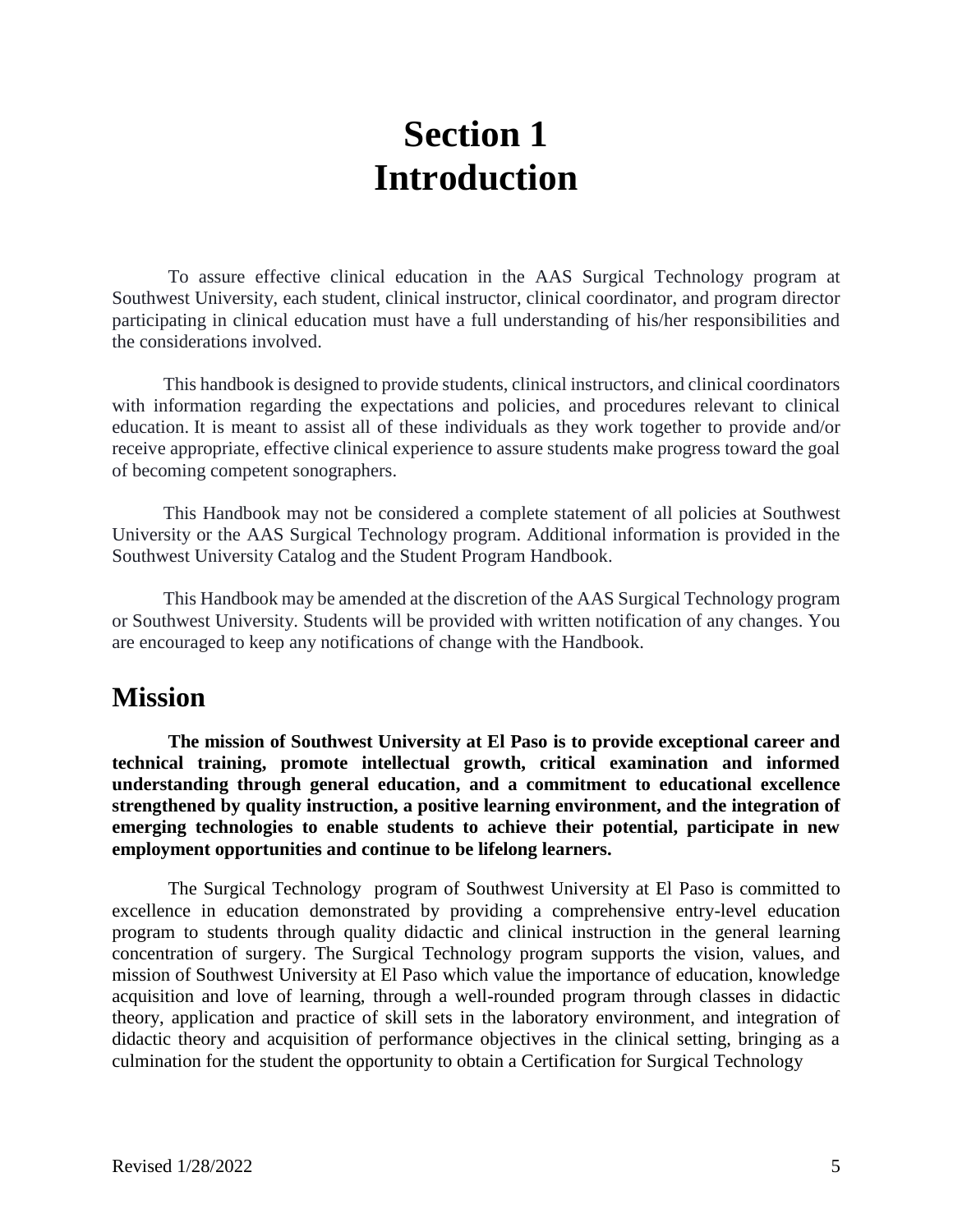# Section 1
# Introduction

To assure effective clinical education in the AAS Surgical Technology program at Southwest University, each student, clinical instructor, clinical coordinator, and program director participating in clinical education must have a full understanding of his/her responsibilities and the considerations involved.

This handbook is designed to provide students, clinical instructors, and clinical coordinators with information regarding the expectations and policies, and procedures relevant to clinical education. It is meant to assist all of these individuals as they work together to provide and/or receive appropriate, effective clinical experience to assure students make progress toward the goal of becoming competent sonographers.

This Handbook may not be considered a complete statement of all policies at Southwest University or the AAS Surgical Technology program. Additional information is provided in the Southwest University Catalog and the Student Program Handbook.

This Handbook may be amended at the discretion of the AAS Surgical Technology program or Southwest University. Students will be provided with written notification of any changes. You are encouraged to keep any notifications of change with the Handbook.

## Mission

**The mission of Southwest University at El Paso is to provide exceptional career and technical training, promote intellectual growth, critical examination and informed understanding through general education, and a commitment to educational excellence strengthened by quality instruction, a positive learning environment, and the integration of emerging technologies to enable students to achieve their potential, participate in new employment opportunities and continue to be lifelong learners.**

The Surgical Technology program of Southwest University at El Paso is committed to excellence in education demonstrated by providing a comprehensive entry-level education program to students through quality didactic and clinical instruction in the general learning concentration of surgery. The Surgical Technology program supports the vision, values, and mission of Southwest University at El Paso which value the importance of education, knowledge acquisition and love of learning, through a well-rounded program through classes in didactic theory, application and practice of skill sets in the laboratory environment, and integration of didactic theory and acquisition of performance objectives in the clinical setting, bringing as a culmination for the student the opportunity to obtain a Certification for Surgical Technology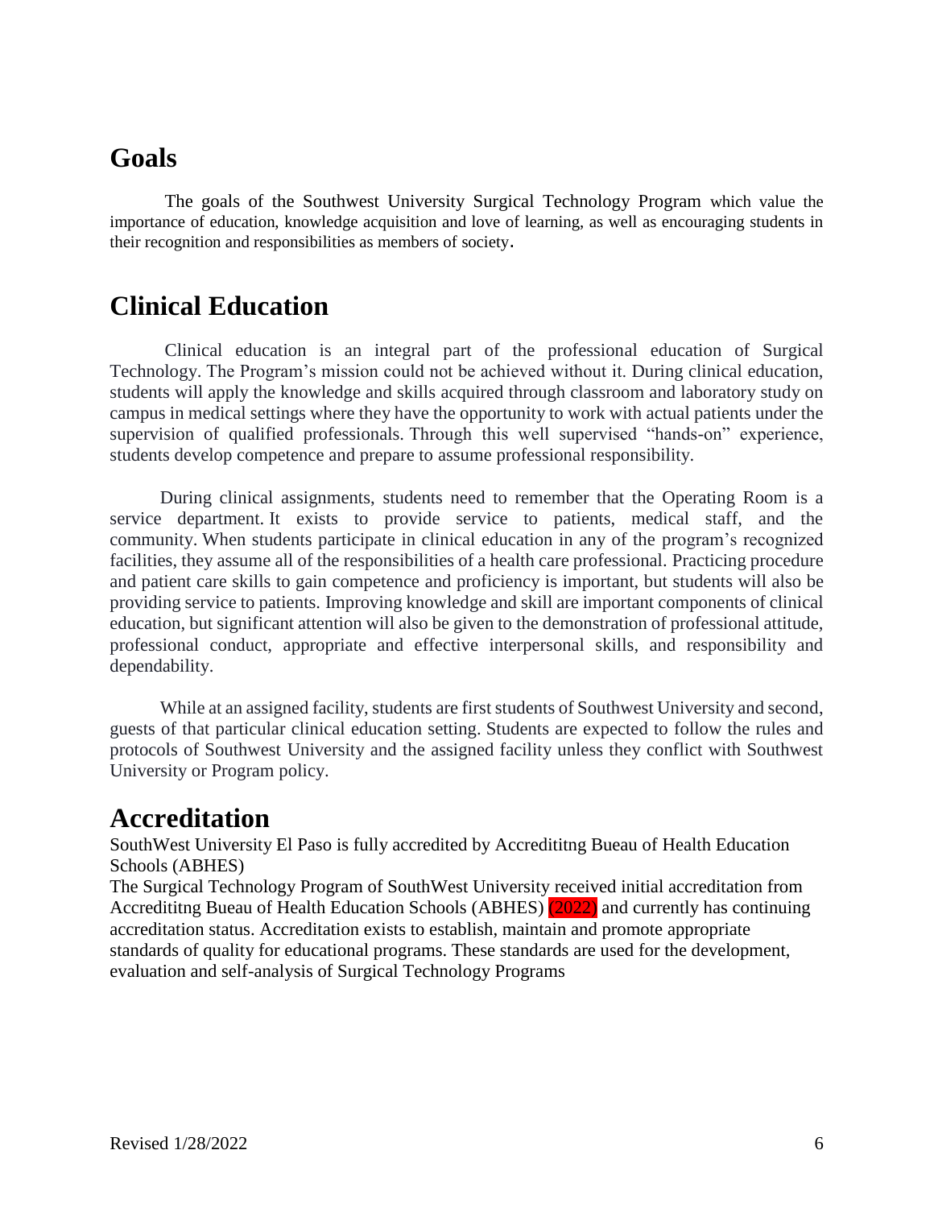## Goals

The goals of the Southwest University Surgical Technology Program which value the importance of education, knowledge acquisition and love of learning, as well as encouraging students in their recognition and responsibilities as members of society.

## Clinical Education

Clinical education is an integral part of the professional education of Surgical Technology. The Program's mission could not be achieved without it. During clinical education, students will apply the knowledge and skills acquired through classroom and laboratory study on campus in medical settings where they have the opportunity to work with actual patients under the supervision of qualified professionals. Through this well supervised "hands-on" experience, students develop competence and prepare to assume professional responsibility.

During clinical assignments, students need to remember that the Operating Room is a service department. It exists to provide service to patients, medical staff, and the community. When students participate in clinical education in any of the program's recognized facilities, they assume all of the responsibilities of a health care professional. Practicing procedure and patient care skills to gain competence and proficiency is important, but students will also be providing service to patients. Improving knowledge and skill are important components of clinical education, but significant attention will also be given to the demonstration of professional attitude, professional conduct, appropriate and effective interpersonal skills, and responsibility and dependability.

While at an assigned facility, students are first students of Southwest University and second, guests of that particular clinical education setting. Students are expected to follow the rules and protocols of Southwest University and the assigned facility unless they conflict with Southwest University or Program policy.

## Accreditation

SouthWest University El Paso is fully accredited by Acredititng Bueau of Health Education Schools (ABHES)
The Surgical Technology Program of SouthWest University received initial accreditation from Acredititng Bueau of Health Education Schools (ABHES) (2022) and currently has continuing accreditation status. Accreditation exists to establish, maintain and promote appropriate standards of quality for educational programs. These standards are used for the development, evaluation and self-analysis of Surgical Technology Programs

Revised 1/28/2022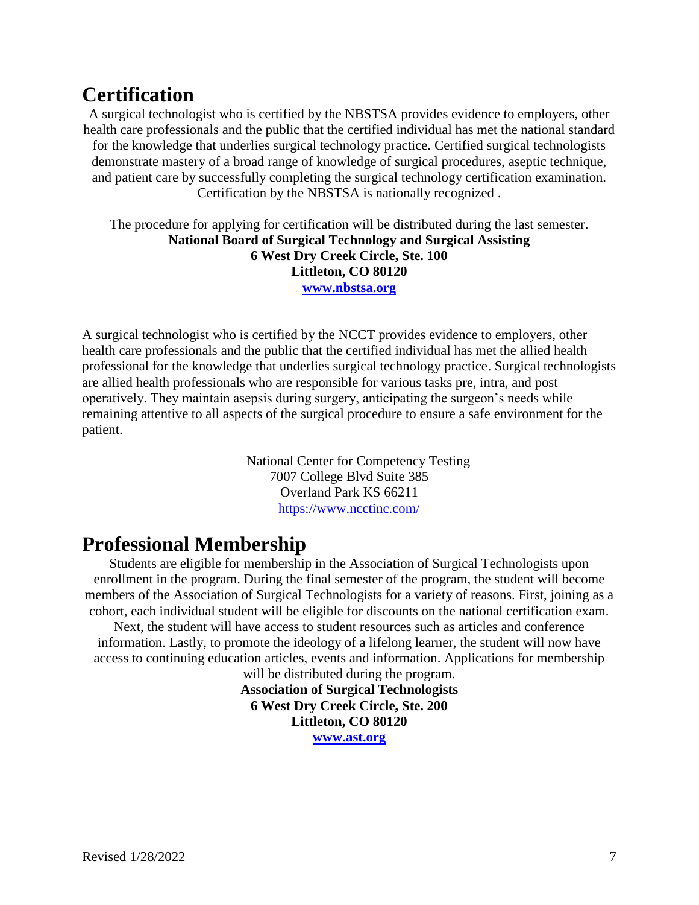## Certification

A surgical technologist who is certified by the NBSTSA provides evidence to employers, other health care professionals and the public that the certified individual has met the national standard for the knowledge that underlies surgical technology practice. Certified surgical technologists demonstrate mastery of a broad range of knowledge of surgical procedures, aseptic technique, and patient care by successfully completing the surgical technology certification examination. Certification by the NBSTSA is nationally recognized .

The procedure for applying for certification will be distributed during the last semester.

**National Board of Surgical Technology and Surgical Assisting**
**6 West Dry Creek Circle, Ste. 100**
**Littleton, CO 80120**
**www.nbstsa.org**

A surgical technologist who is certified by the NCCT provides evidence to employers, other health care professionals and the public that the certified individual has met the allied health professional for the knowledge that underlies surgical technology practice. Surgical technologists are allied health professionals who are responsible for various tasks pre, intra, and post operatively. They maintain asepsis during surgery, anticipating the surgeon's needs while remaining attentive to all aspects of the surgical procedure to ensure a safe environment for the patient.

National Center for Competency Testing
7007 College Blvd Suite 385
Overland Park KS 66211
https://www.ncctinc.com/

## Professional Membership

Students are eligible for membership in the Association of Surgical Technologists upon enrollment in the program. During the final semester of the program, the student will become members of the Association of Surgical Technologists for a variety of reasons. First, joining as a cohort, each individual student will be eligible for discounts on the national certification exam. Next, the student will have access to student resources such as articles and conference information. Lastly, to promote the ideology of a lifelong learner, the student will now have access to continuing education articles, events and information. Applications for membership will be distributed during the program.

**Association of Surgical Technologists**
**6 West Dry Creek Circle, Ste. 200**
**Littleton, CO 80120**
**www.ast.org**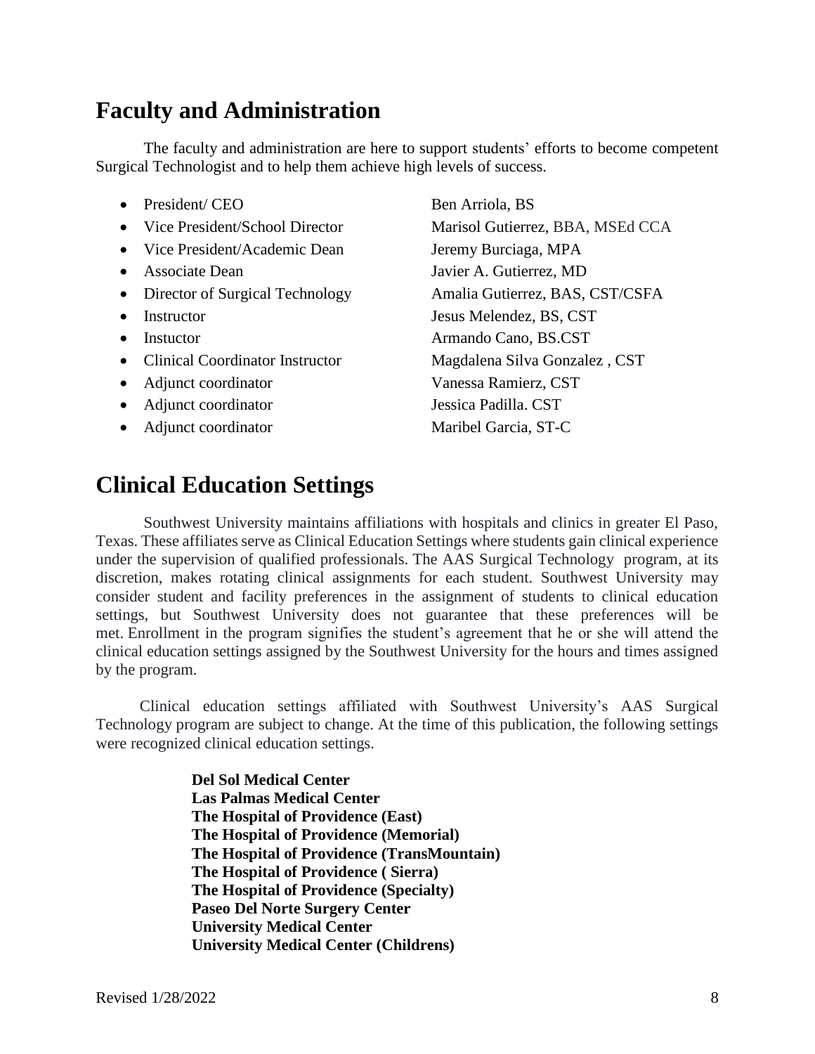## Faculty and Administration

The faculty and administration are here to support students' efforts to become competent Surgical Technologist and to help them achieve high levels of success.

| | |
|---|---|
| • President/ CEO | Ben Arriola, BS |
| • Vice President/School Director | Marisol Gutierrez, BBA, MSEd CCA |
| • Vice President/Academic Dean | Jeremy Burciaga, MPA |
| • Associate Dean | Javier A. Gutierrez, MD |
| • Director of Surgical Technology | Amalia Gutierrez, BAS, CST/CSFA |
| • Instructor | Jesus Melendez, BS, CST |
| • Instuctor | Armando Cano, BS.CST |
| • Clinical Coordinator Instructor | Magdalena Silva Gonzalez , CST |
| • Adjunct coordinator | Vanessa Ramierz, CST |
| • Adjunct coordinator | Jessica Padilla. CST |
| • Adjunct coordinator | Maribel Garcia, ST-C |

## Clinical Education Settings

Southwest University maintains affiliations with hospitals and clinics in greater El Paso, Texas. These affiliates serve as Clinical Education Settings where students gain clinical experience under the supervision of qualified professionals. The AAS Surgical Technology program, at its discretion, makes rotating clinical assignments for each student. Southwest University may consider student and facility preferences in the assignment of students to clinical education settings, but Southwest University does not guarantee that these preferences will be met. Enrollment in the program signifies the student's agreement that he or she will attend the clinical education settings assigned by the Southwest University for the hours and times assigned by the program.

Clinical education settings affiliated with Southwest University's AAS Surgical Technology program are subject to change. At the time of this publication, the following settings were recognized clinical education settings.

**Del Sol Medical Center**
**Las Palmas Medical Center**
**The Hospital of Providence (East)**
**The Hospital of Providence (Memorial)**
**The Hospital of Providence (TransMountain)**
**The Hospital of Providence ( Sierra)**
**The Hospital of Providence (Specialty)**
**Paseo Del Norte Surgery Center**
**University Medical Center**
**University Medical Center (Childrens)**

Revised 1/28/2022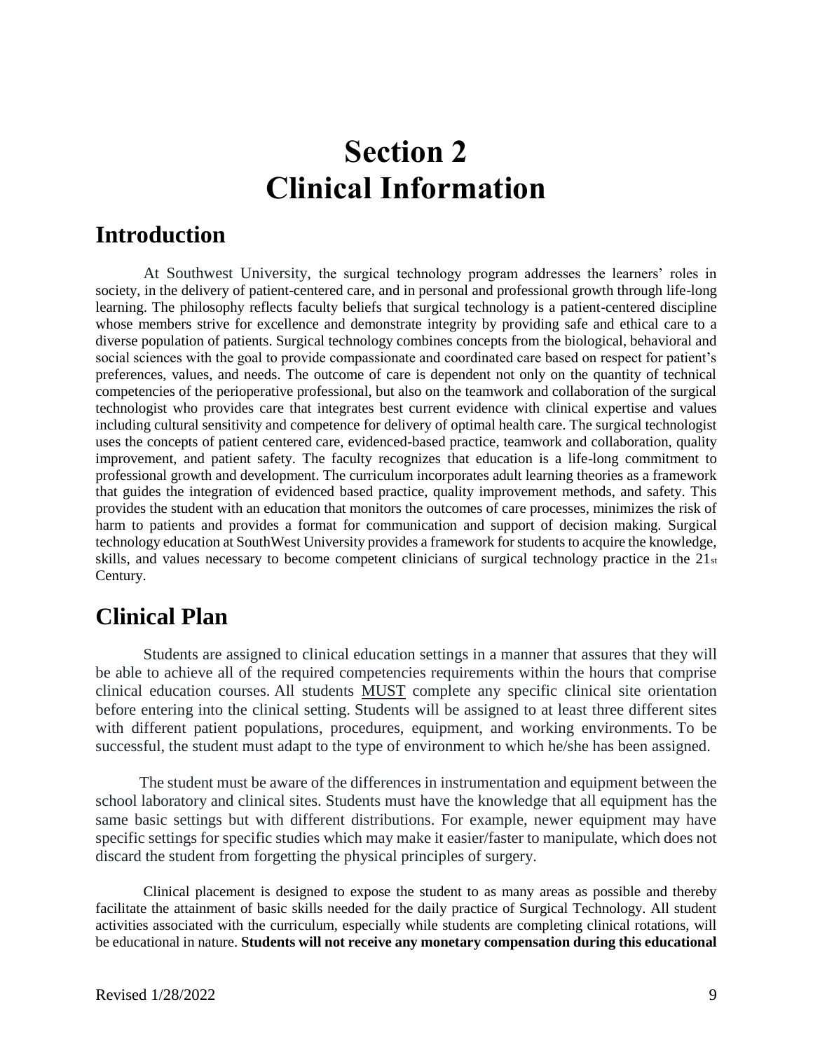# Section 2
# Clinical Information

## Introduction

At Southwest University, the surgical technology program addresses the learners' roles in society, in the delivery of patient-centered care, and in personal and professional growth through life-long learning. The philosophy reflects faculty beliefs that surgical technology is a patient-centered discipline whose members strive for excellence and demonstrate integrity by providing safe and ethical care to a diverse population of patients. Surgical technology combines concepts from the biological, behavioral and social sciences with the goal to provide compassionate and coordinated care based on respect for patient's preferences, values, and needs. The outcome of care is dependent not only on the quantity of technical competencies of the perioperative professional, but also on the teamwork and collaboration of the surgical technologist who provides care that integrates best current evidence with clinical expertise and values including cultural sensitivity and competence for delivery of optimal health care. The surgical technologist uses the concepts of patient centered care, evidenced-based practice, teamwork and collaboration, quality improvement, and patient safety. The faculty recognizes that education is a life-long commitment to professional growth and development. The curriculum incorporates adult learning theories as a framework that guides the integration of evidenced based practice, quality improvement methods, and safety. This provides the student with an education that monitors the outcomes of care processes, minimizes the risk of harm to patients and provides a format for communication and support of decision making. Surgical technology education at SouthWest University provides a framework for students to acquire the knowledge, skills, and values necessary to become competent clinicians of surgical technology practice in the 21st Century.

## Clinical Plan

Students are assigned to clinical education settings in a manner that assures that they will be able to achieve all of the required competencies requirements within the hours that comprise clinical education courses. All students MUST complete any specific clinical site orientation before entering into the clinical setting. Students will be assigned to at least three different sites with different patient populations, procedures, equipment, and working environments. To be successful, the student must adapt to the type of environment to which he/she has been assigned.

The student must be aware of the differences in instrumentation and equipment between the school laboratory and clinical sites. Students must have the knowledge that all equipment has the same basic settings but with different distributions. For example, newer equipment may have specific settings for specific studies which may make it easier/faster to manipulate, which does not discard the student from forgetting the physical principles of surgery.

Clinical placement is designed to expose the student to as many areas as possible and thereby facilitate the attainment of basic skills needed for the daily practice of Surgical Technology. All student activities associated with the curriculum, especially while students are completing clinical rotations, will be educational in nature. **Students will not receive any monetary compensation during this educational**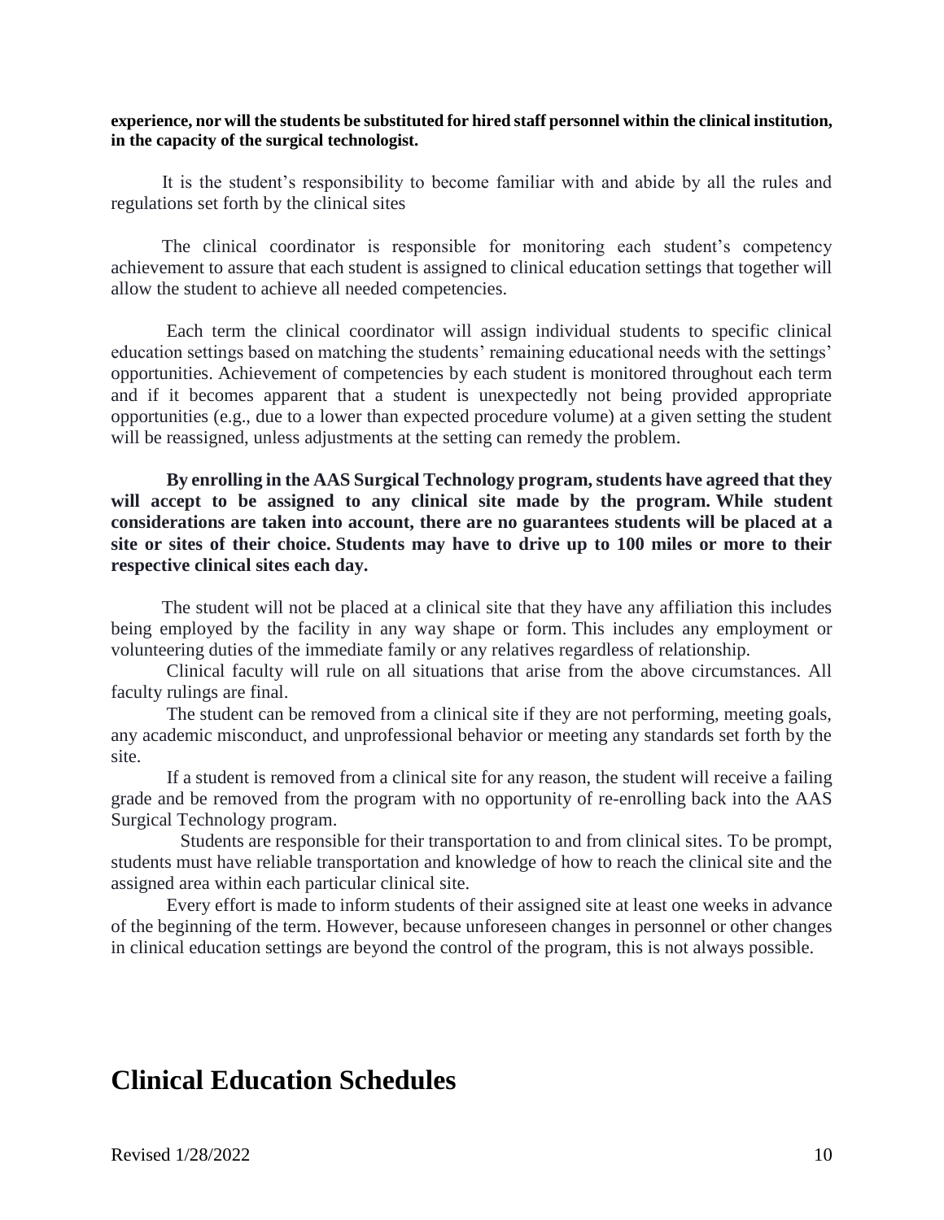**experience, nor will the students be substituted for hired staff personnel within the clinical institution, in the capacity of the surgical technologist.**

It is the student's responsibility to become familiar with and abide by all the rules and regulations set forth by the clinical sites

The clinical coordinator is responsible for monitoring each student's competency achievement to assure that each student is assigned to clinical education settings that together will allow the student to achieve all needed competencies.

Each term the clinical coordinator will assign individual students to specific clinical education settings based on matching the students' remaining educational needs with the settings' opportunities. Achievement of competencies by each student is monitored throughout each term and if it becomes apparent that a student is unexpectedly not being provided appropriate opportunities (e.g., due to a lower than expected procedure volume) at a given setting the student will be reassigned, unless adjustments at the setting can remedy the problem.

**By enrolling in the AAS Surgical Technology program, students have agreed that they will accept to be assigned to any clinical site made by the program. While student considerations are taken into account, there are no guarantees students will be placed at a site or sites of their choice. Students may have to drive up to 100 miles or more to their respective clinical sites each day.**

The student will not be placed at a clinical site that they have any affiliation this includes being employed by the facility in any way shape or form. This includes any employment or volunteering duties of the immediate family or any relatives regardless of relationship.

Clinical faculty will rule on all situations that arise from the above circumstances. All faculty rulings are final.

The student can be removed from a clinical site if they are not performing, meeting goals, any academic misconduct, and unprofessional behavior or meeting any standards set forth by the site.

If a student is removed from a clinical site for any reason, the student will receive a failing grade and be removed from the program with no opportunity of re-enrolling back into the AAS Surgical Technology program.

Students are responsible for their transportation to and from clinical sites. To be prompt, students must have reliable transportation and knowledge of how to reach the clinical site and the assigned area within each particular clinical site.

Every effort is made to inform students of their assigned site at least one weeks in advance of the beginning of the term. However, because unforeseen changes in personnel or other changes in clinical education settings are beyond the control of the program, this is not always possible.

# Clinical Education Schedules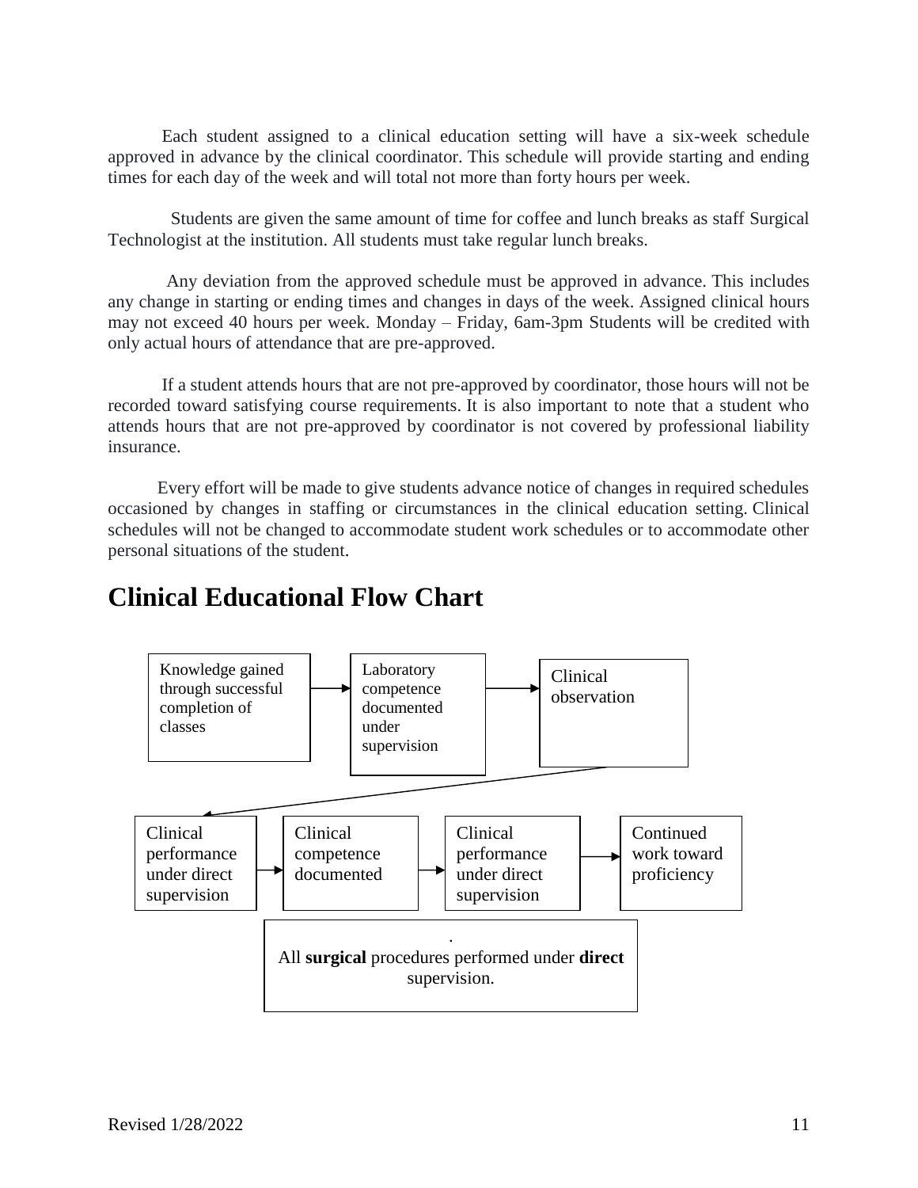Each student assigned to a clinical education setting will have a six-week schedule approved in advance by the clinical coordinator. This schedule will provide starting and ending times for each day of the week and will total not more than forty hours per week.

Students are given the same amount of time for coffee and lunch breaks as staff Surgical Technologist at the institution. All students must take regular lunch breaks.

Any deviation from the approved schedule must be approved in advance. This includes any change in starting or ending times and changes in days of the week. Assigned clinical hours may not exceed 40 hours per week. Monday – Friday, 6am-3pm Students will be credited with only actual hours of attendance that are pre-approved.

If a student attends hours that are not pre-approved by coordinator, those hours will not be recorded toward satisfying course requirements. It is also important to note that a student who attends hours that are not pre-approved by coordinator is not covered by professional liability insurance.

Every effort will be made to give students advance notice of changes in required schedules occasioned by changes in staffing or circumstances in the clinical education setting. Clinical schedules will not be changed to accommodate student work schedules or to accommodate other personal situations of the student.

# Clinical Educational Flow Chart

Knowledge gained through successful completion of classes → Laboratory competence documented under supervision → Clinical observation → Clinical performance under direct supervision → Clinical competence documented → Clinical performance under direct supervision → Continued work toward proficiency

.
All **surgical** procedures performed under **direct** supervision.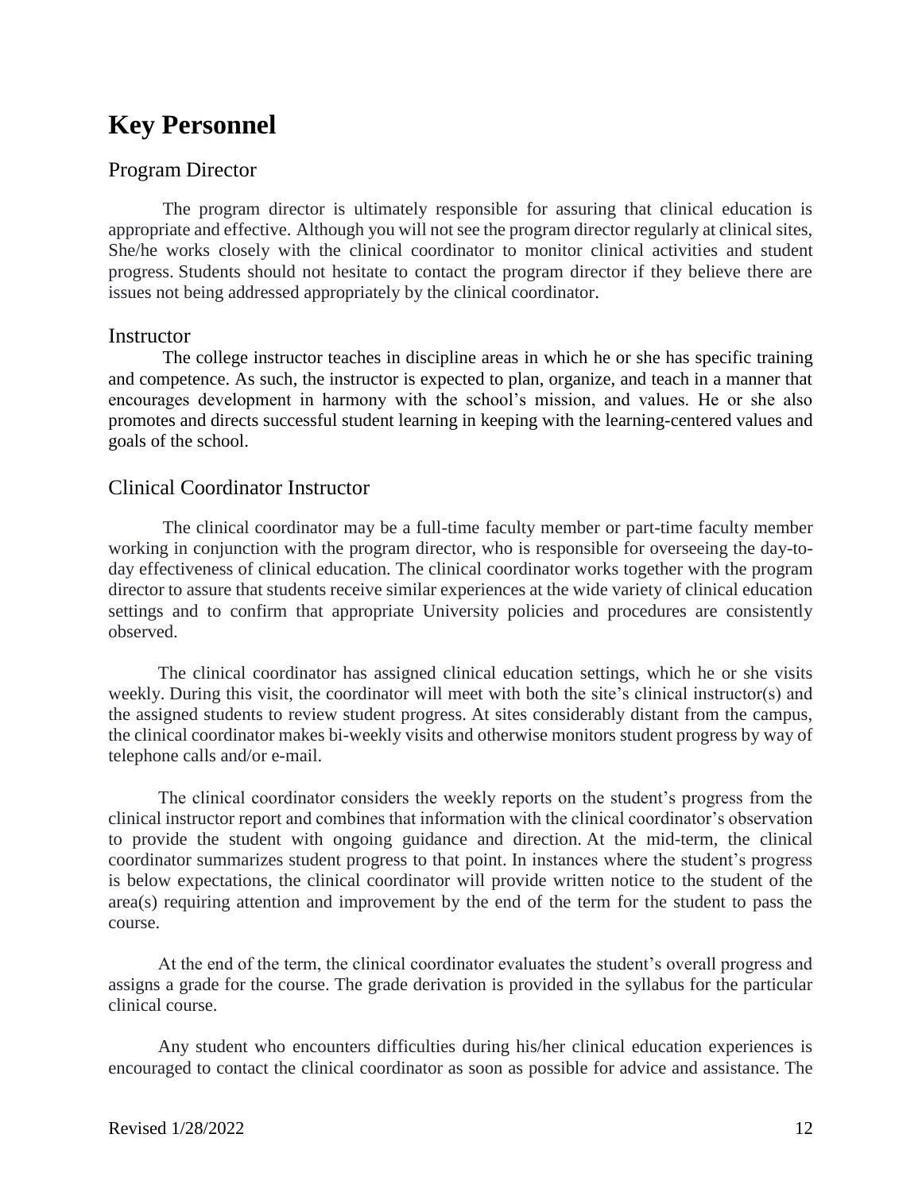# Key Personnel

## Program Director

The program director is ultimately responsible for assuring that clinical education is appropriate and effective. Although you will not see the program director regularly at clinical sites, She/he works closely with the clinical coordinator to monitor clinical activities and student progress. Students should not hesitate to contact the program director if they believe there are issues not being addressed appropriately by the clinical coordinator.

## Instructor

The college instructor teaches in discipline areas in which he or she has specific training and competence. As such, the instructor is expected to plan, organize, and teach in a manner that encourages development in harmony with the school's mission, and values. He or she also promotes and directs successful student learning in keeping with the learning-centered values and goals of the school.

## Clinical Coordinator Instructor

The clinical coordinator may be a full-time faculty member or part-time faculty member working in conjunction with the program director, who is responsible for overseeing the day-to-day effectiveness of clinical education. The clinical coordinator works together with the program director to assure that students receive similar experiences at the wide variety of clinical education settings and to confirm that appropriate University policies and procedures are consistently observed.

The clinical coordinator has assigned clinical education settings, which he or she visits weekly. During this visit, the coordinator will meet with both the site's clinical instructor(s) and the assigned students to review student progress. At sites considerably distant from the campus, the clinical coordinator makes bi-weekly visits and otherwise monitors student progress by way of telephone calls and/or e-mail.

The clinical coordinator considers the weekly reports on the student's progress from the clinical instructor report and combines that information with the clinical coordinator's observation to provide the student with ongoing guidance and direction. At the mid-term, the clinical coordinator summarizes student progress to that point. In instances where the student's progress is below expectations, the clinical coordinator will provide written notice to the student of the area(s) requiring attention and improvement by the end of the term for the student to pass the course.

At the end of the term, the clinical coordinator evaluates the student's overall progress and assigns a grade for the course. The grade derivation is provided in the syllabus for the particular clinical course.

Any student who encounters difficulties during his/her clinical education experiences is encouraged to contact the clinical coordinator as soon as possible for advice and assistance. The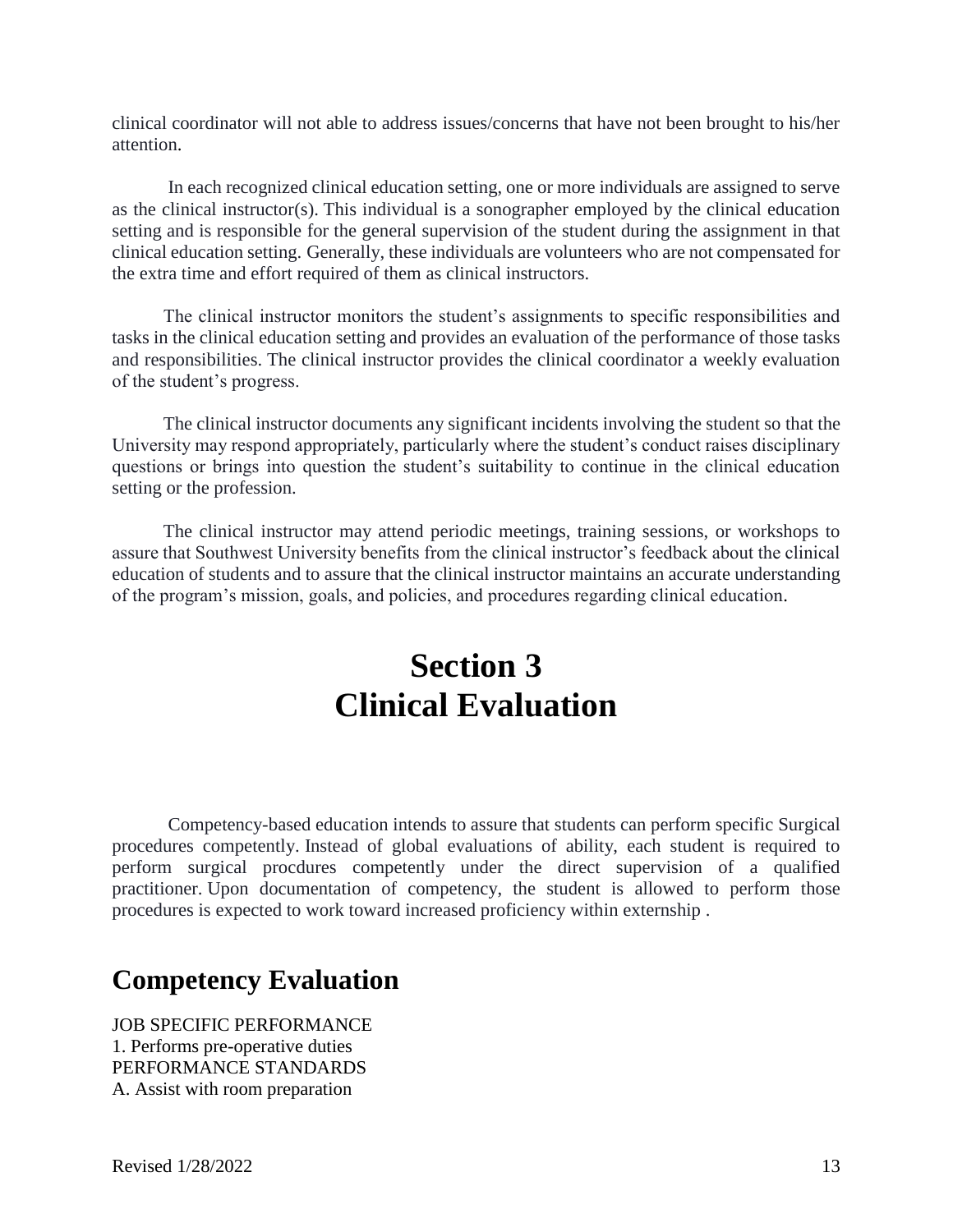clinical coordinator will not able to address issues/concerns that have not been brought to his/her attention.

In each recognized clinical education setting, one or more individuals are assigned to serve as the clinical instructor(s). This individual is a sonographer employed by the clinical education setting and is responsible for the general supervision of the student during the assignment in that clinical education setting. Generally, these individuals are volunteers who are not compensated for the extra time and effort required of them as clinical instructors.

The clinical instructor monitors the student's assignments to specific responsibilities and tasks in the clinical education setting and provides an evaluation of the performance of those tasks and responsibilities. The clinical instructor provides the clinical coordinator a weekly evaluation of the student's progress.

The clinical instructor documents any significant incidents involving the student so that the University may respond appropriately, particularly where the student's conduct raises disciplinary questions or brings into question the student's suitability to continue in the clinical education setting or the profession.

The clinical instructor may attend periodic meetings, training sessions, or workshops to assure that Southwest University benefits from the clinical instructor's feedback about the clinical education of students and to assure that the clinical instructor maintains an accurate understanding of the program's mission, goals, and policies, and procedures regarding clinical education.

# Section 3
# Clinical Evaluation

Competency-based education intends to assure that students can perform specific Surgical procedures competently. Instead of global evaluations of ability, each student is required to perform surgical procdures competently under the direct supervision of a qualified practitioner. Upon documentation of competency, the student is allowed to perform those procedures is expected to work toward increased proficiency within externship .

## Competency Evaluation

JOB SPECIFIC PERFORMANCE
1. Performs pre-operative duties
PERFORMANCE STANDARDS
A. Assist with room preparation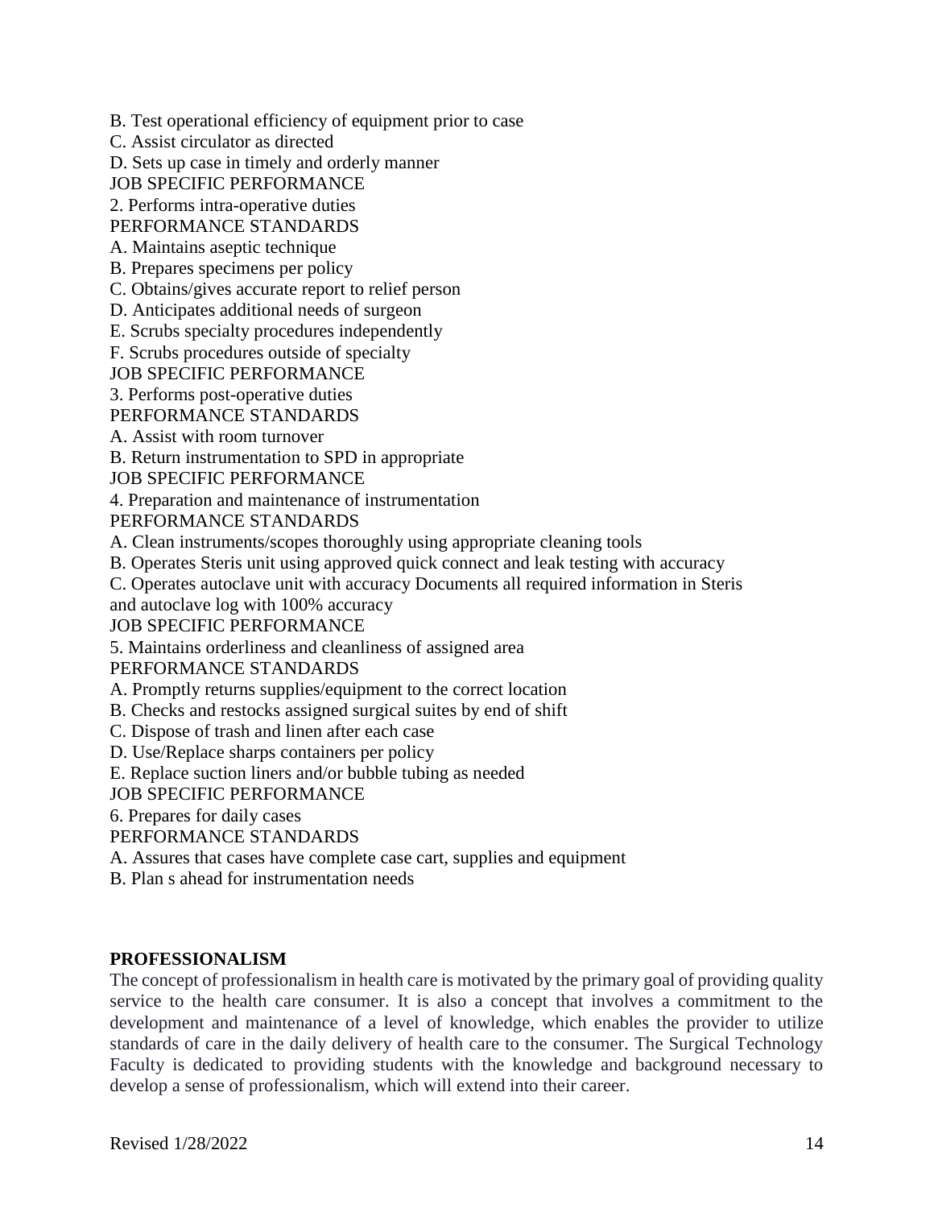B. Test operational efficiency of equipment prior to case
C. Assist circulator as directed
D. Sets up case in timely and orderly manner

JOB SPECIFIC PERFORMANCE

2. Performs intra-operative duties

PERFORMANCE STANDARDS

A. Maintains aseptic technique
B. Prepares specimens per policy
C. Obtains/gives accurate report to relief person
D. Anticipates additional needs of surgeon
E. Scrubs specialty procedures independently
F. Scrubs procedures outside of specialty

JOB SPECIFIC PERFORMANCE

3. Performs post-operative duties

PERFORMANCE STANDARDS

A. Assist with room turnover
B. Return instrumentation to SPD in appropriate

JOB SPECIFIC PERFORMANCE

4. Preparation and maintenance of instrumentation

PERFORMANCE STANDARDS

A. Clean instruments/scopes thoroughly using appropriate cleaning tools
B. Operates Steris unit using approved quick connect and leak testing with accuracy
C. Operates autoclave unit with accuracy Documents all required information in Steris and autoclave log with 100% accuracy

JOB SPECIFIC PERFORMANCE

5. Maintains orderliness and cleanliness of assigned area

PERFORMANCE STANDARDS

A. Promptly returns supplies/equipment to the correct location
B. Checks and restocks assigned surgical suites by end of shift
C. Dispose of trash and linen after each case
D. Use/Replace sharps containers per policy
E. Replace suction liners and/or bubble tubing as needed

JOB SPECIFIC PERFORMANCE

6. Prepares for daily cases

PERFORMANCE STANDARDS

A. Assures that cases have complete case cart, supplies and equipment
B. Plan s ahead for instrumentation needs

**PROFESSIONALISM**

The concept of professionalism in health care is motivated by the primary goal of providing quality service to the health care consumer. It is also a concept that involves a commitment to the development and maintenance of a level of knowledge, which enables the provider to utilize standards of care in the daily delivery of health care to the consumer. The Surgical Technology Faculty is dedicated to providing students with the knowledge and background necessary to develop a sense of professionalism, which will extend into their career.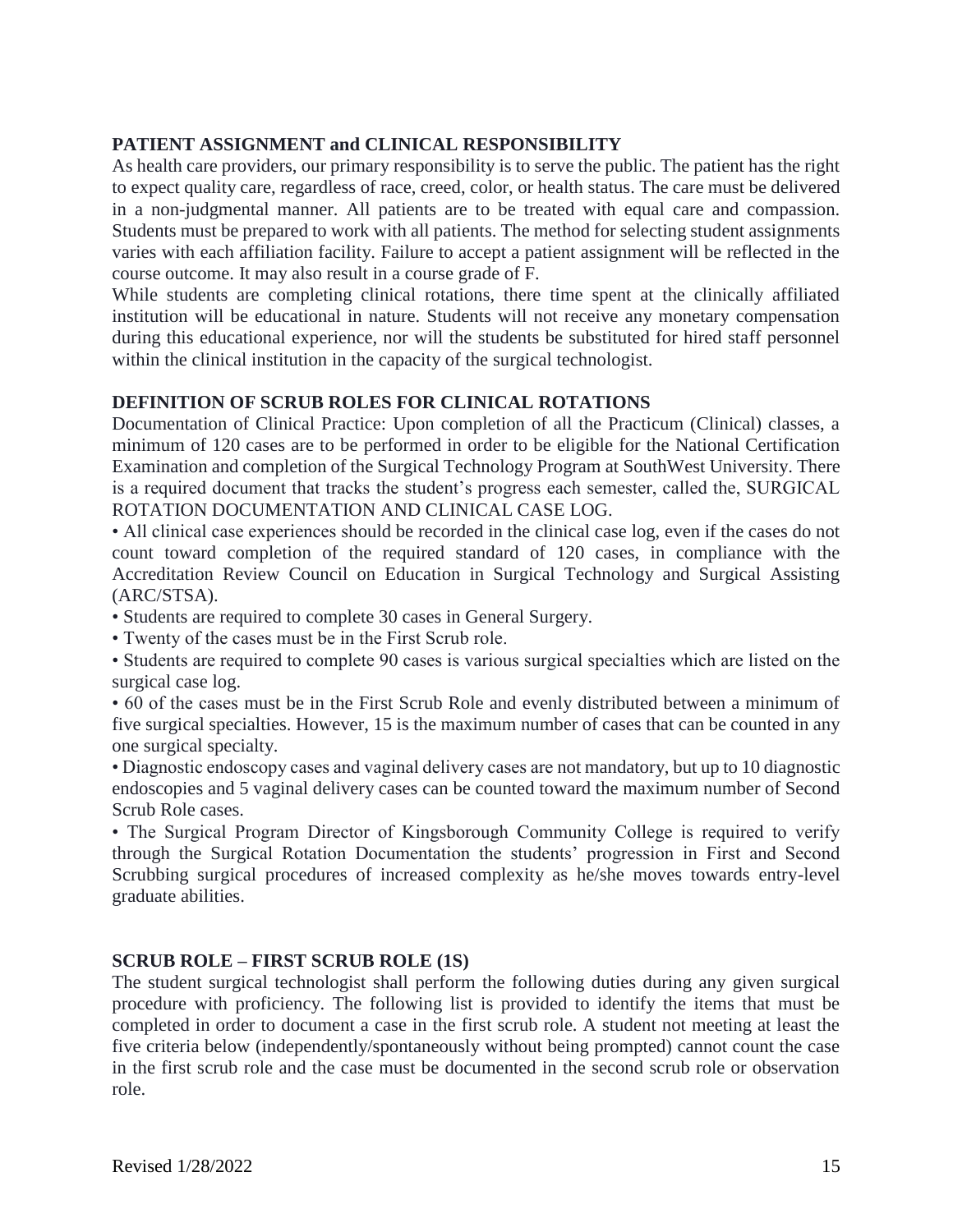## PATIENT ASSIGNMENT and CLINICAL RESPONSIBILITY

As health care providers, our primary responsibility is to serve the public. The patient has the right to expect quality care, regardless of race, creed, color, or health status. The care must be delivered in a non-judgmental manner. All patients are to be treated with equal care and compassion. Students must be prepared to work with all patients. The method for selecting student assignments varies with each affiliation facility. Failure to accept a patient assignment will be reflected in the course outcome. It may also result in a course grade of F.

While students are completing clinical rotations, there time spent at the clinically affiliated institution will be educational in nature. Students will not receive any monetary compensation during this educational experience, nor will the students be substituted for hired staff personnel within the clinical institution in the capacity of the surgical technologist.

## DEFINITION OF SCRUB ROLES FOR CLINICAL ROTATIONS

Documentation of Clinical Practice: Upon completion of all the Practicum (Clinical) classes, a minimum of 120 cases are to be performed in order to be eligible for the National Certification Examination and completion of the Surgical Technology Program at SouthWest University. There is a required document that tracks the student's progress each semester, called the, SURGICAL ROTATION DOCUMENTATION AND CLINICAL CASE LOG.

- All clinical case experiences should be recorded in the clinical case log, even if the cases do not count toward completion of the required standard of 120 cases, in compliance with the Accreditation Review Council on Education in Surgical Technology and Surgical Assisting (ARC/STSA).
- Students are required to complete 30 cases in General Surgery.
- Twenty of the cases must be in the First Scrub role.
- Students are required to complete 90 cases is various surgical specialties which are listed on the surgical case log.
- 60 of the cases must be in the First Scrub Role and evenly distributed between a minimum of five surgical specialties. However, 15 is the maximum number of cases that can be counted in any one surgical specialty.
- Diagnostic endoscopy cases and vaginal delivery cases are not mandatory, but up to 10 diagnostic endoscopies and 5 vaginal delivery cases can be counted toward the maximum number of Second Scrub Role cases.
- The Surgical Program Director of Kingsborough Community College is required to verify through the Surgical Rotation Documentation the students' progression in First and Second Scrubbing surgical procedures of increased complexity as he/she moves towards entry-level graduate abilities.

## SCRUB ROLE – FIRST SCRUB ROLE (1S)

The student surgical technologist shall perform the following duties during any given surgical procedure with proficiency. The following list is provided to identify the items that must be completed in order to document a case in the first scrub role. A student not meeting at least the five criteria below (independently/spontaneously without being prompted) cannot count the case in the first scrub role and the case must be documented in the second scrub role or observation role.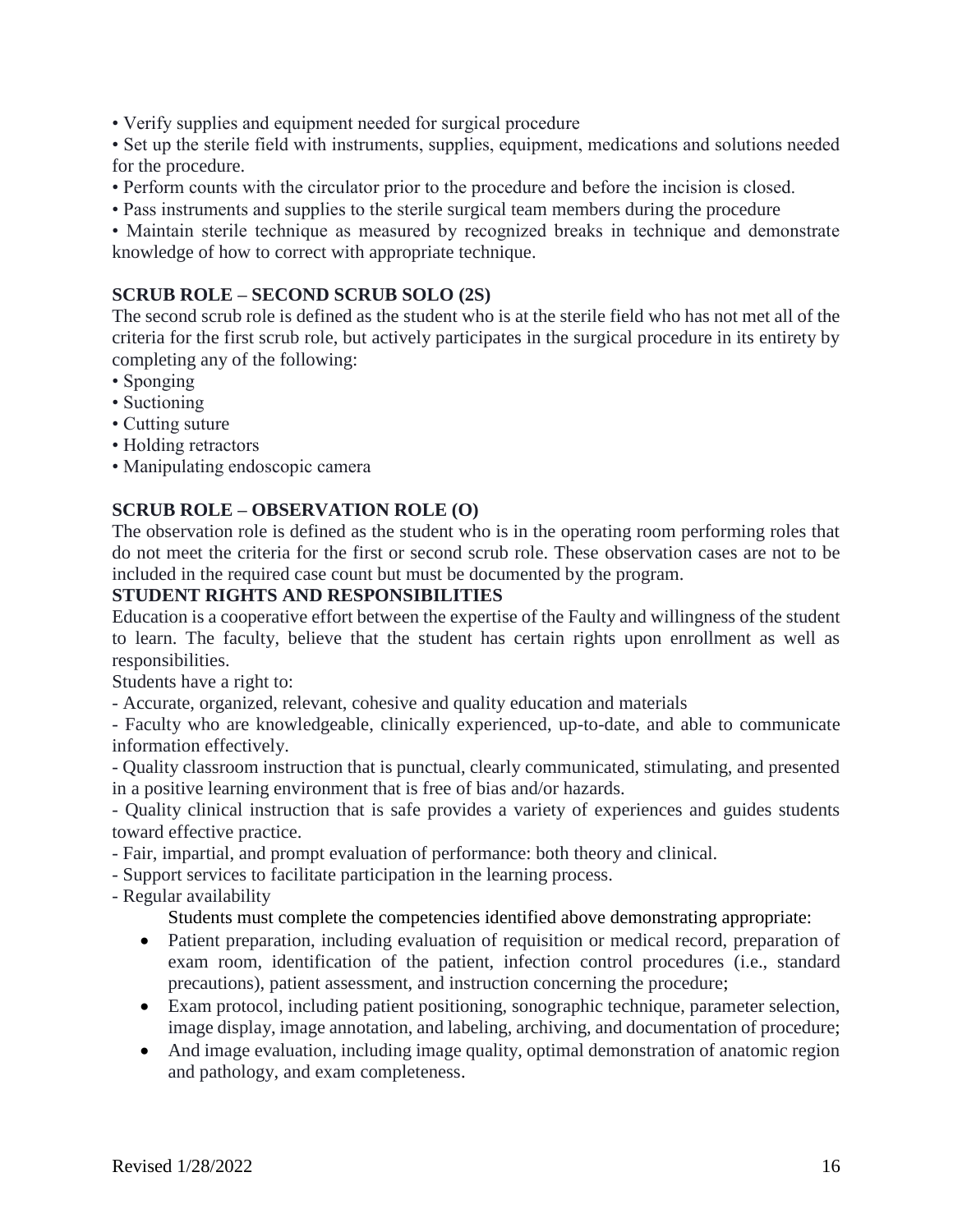- Verify supplies and equipment needed for surgical procedure
- Set up the sterile field with instruments, supplies, equipment, medications and solutions needed for the procedure.
- Perform counts with the circulator prior to the procedure and before the incision is closed.
- Pass instruments and supplies to the sterile surgical team members during the procedure
- Maintain sterile technique as measured by recognized breaks in technique and demonstrate knowledge of how to correct with appropriate technique.

**SCRUB ROLE – SECOND SCRUB SOLO (2S)**

The second scrub role is defined as the student who is at the sterile field who has not met all of the criteria for the first scrub role, but actively participates in the surgical procedure in its entirety by completing any of the following:

- Sponging
- Suctioning
- Cutting suture
- Holding retractors
- Manipulating endoscopic camera

**SCRUB ROLE – OBSERVATION ROLE (O)**

The observation role is defined as the student who is in the operating room performing roles that do not meet the criteria for the first or second scrub role. These observation cases are not to be included in the required case count but must be documented by the program.

**STUDENT RIGHTS AND RESPONSIBILITIES**

Education is a cooperative effort between the expertise of the Faulty and willingness of the student to learn. The faculty, believe that the student has certain rights upon enrollment as well as responsibilities.

Students have a right to:

- Accurate, organized, relevant, cohesive and quality education and materials
- Faculty who are knowledgeable, clinically experienced, up-to-date, and able to communicate information effectively.
- Quality classroom instruction that is punctual, clearly communicated, stimulating, and presented in a positive learning environment that is free of bias and/or hazards.
- Quality clinical instruction that is safe provides a variety of experiences and guides students toward effective practice.
- Fair, impartial, and prompt evaluation of performance: both theory and clinical.
- Support services to facilitate participation in the learning process.
- Regular availability

Students must complete the competencies identified above demonstrating appropriate:

- Patient preparation, including evaluation of requisition or medical record, preparation of exam room, identification of the patient, infection control procedures (i.e., standard precautions), patient assessment, and instruction concerning the procedure;
- Exam protocol, including patient positioning, sonographic technique, parameter selection, image display, image annotation, and labeling, archiving, and documentation of procedure;
- And image evaluation, including image quality, optimal demonstration of anatomic region and pathology, and exam completeness.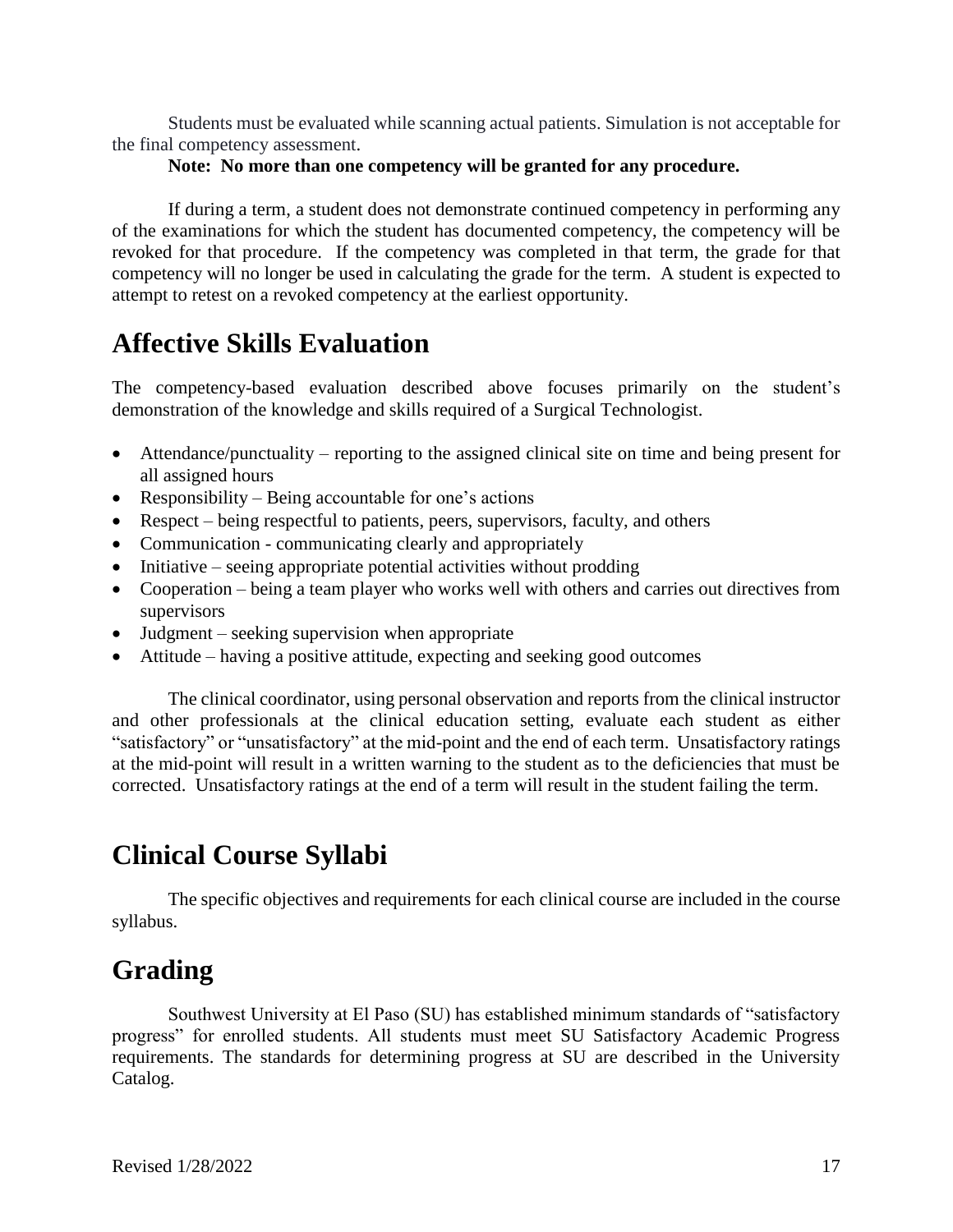Students must be evaluated while scanning actual patients. Simulation is not acceptable for the final competency assessment.

**Note: No more than one competency will be granted for any procedure.**

If during a term, a student does not demonstrate continued competency in performing any of the examinations for which the student has documented competency, the competency will be revoked for that procedure. If the competency was completed in that term, the grade for that competency will no longer be used in calculating the grade for the term. A student is expected to attempt to retest on a revoked competency at the earliest opportunity.

## Affective Skills Evaluation

The competency-based evaluation described above focuses primarily on the student's demonstration of the knowledge and skills required of a Surgical Technologist.

- Attendance/punctuality – reporting to the assigned clinical site on time and being present for all assigned hours
- Responsibility – Being accountable for one's actions
- Respect – being respectful to patients, peers, supervisors, faculty, and others
- Communication - communicating clearly and appropriately
- Initiative – seeing appropriate potential activities without prodding
- Cooperation – being a team player who works well with others and carries out directives from supervisors
- Judgment – seeking supervision when appropriate
- Attitude – having a positive attitude, expecting and seeking good outcomes

The clinical coordinator, using personal observation and reports from the clinical instructor and other professionals at the clinical education setting, evaluate each student as either "satisfactory" or "unsatisfactory" at the mid-point and the end of each term. Unsatisfactory ratings at the mid-point will result in a written warning to the student as to the deficiencies that must be corrected. Unsatisfactory ratings at the end of a term will result in the student failing the term.

## Clinical Course Syllabi

The specific objectives and requirements for each clinical course are included in the course syllabus.

## Grading

Southwest University at El Paso (SU) has established minimum standards of "satisfactory progress" for enrolled students. All students must meet SU Satisfactory Academic Progress requirements. The standards for determining progress at SU are described in the University Catalog.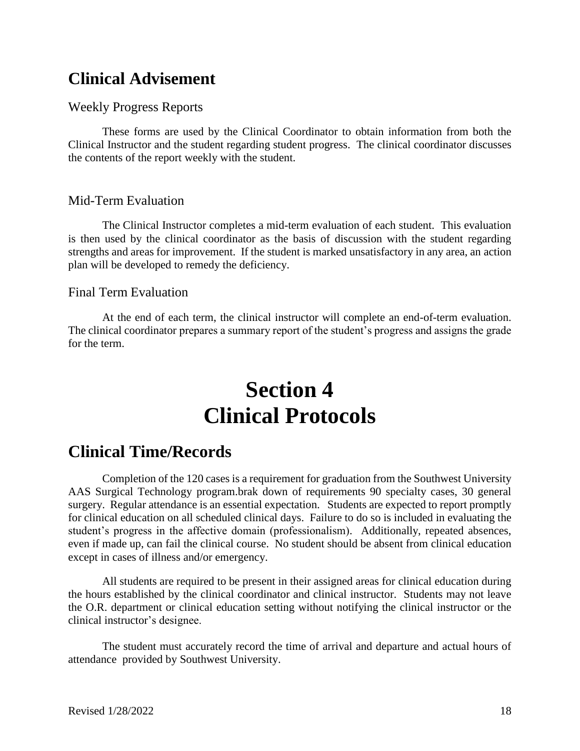## Clinical Advisement

### Weekly Progress Reports

These forms are used by the Clinical Coordinator to obtain information from both the Clinical Instructor and the student regarding student progress. The clinical coordinator discusses the contents of the report weekly with the student.

### Mid-Term Evaluation

The Clinical Instructor completes a mid-term evaluation of each student. This evaluation is then used by the clinical coordinator as the basis of discussion with the student regarding strengths and areas for improvement. If the student is marked unsatisfactory in any area, an action plan will be developed to remedy the deficiency.

### Final Term Evaluation

At the end of each term, the clinical instructor will complete an end-of-term evaluation. The clinical coordinator prepares a summary report of the student's progress and assigns the grade for the term.

# Section 4
# Clinical Protocols

## Clinical Time/Records

Completion of the 120 cases is a requirement for graduation from the Southwest University AAS Surgical Technology program.brak down of requirements 90 specialty cases, 30 general surgery. Regular attendance is an essential expectation. Students are expected to report promptly for clinical education on all scheduled clinical days. Failure to do so is included in evaluating the student's progress in the affective domain (professionalism). Additionally, repeated absences, even if made up, can fail the clinical course. No student should be absent from clinical education except in cases of illness and/or emergency.

All students are required to be present in their assigned areas for clinical education during the hours established by the clinical coordinator and clinical instructor. Students may not leave the O.R. department or clinical education setting without notifying the clinical instructor or the clinical instructor's designee.

The student must accurately record the time of arrival and departure and actual hours of attendance provided by Southwest University.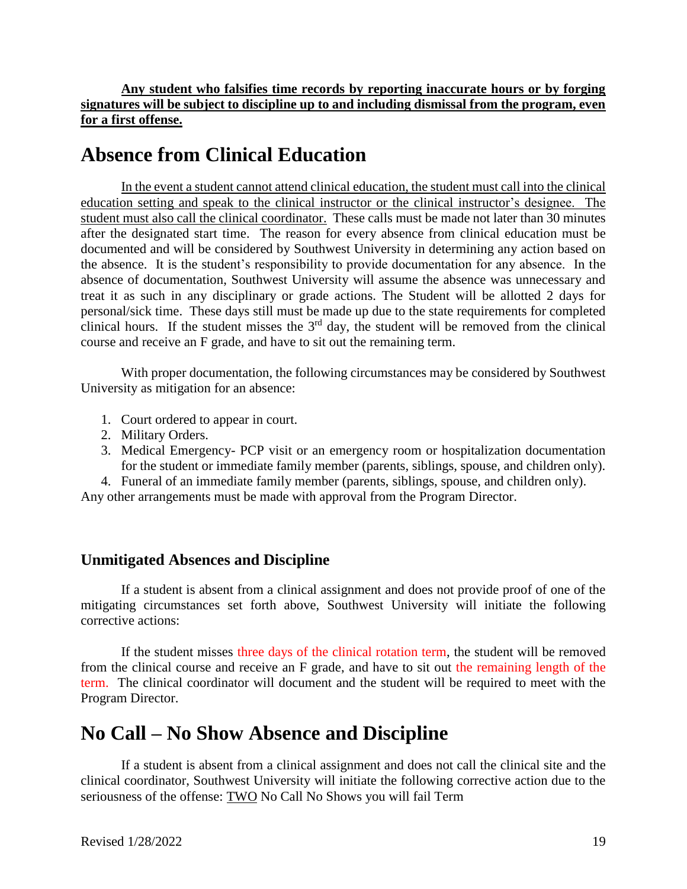**Any student who falsifies time records by reporting inaccurate hours or by forging signatures will be subject to discipline up to and including dismissal from the program, even for a first offense.**

# Absence from Clinical Education

In the event a student cannot attend clinical education, the student must call into the clinical education setting and speak to the clinical instructor or the clinical instructor's designee. The student must also call the clinical coordinator. These calls must be made not later than 30 minutes after the designated start time. The reason for every absence from clinical education must be documented and will be considered by Southwest University in determining any action based on the absence. It is the student's responsibility to provide documentation for any absence. In the absence of documentation, Southwest University will assume the absence was unnecessary and treat it as such in any disciplinary or grade actions. The Student will be allotted 2 days for personal/sick time. These days still must be made up due to the state requirements for completed clinical hours. If the student misses the 3rd day, the student will be removed from the clinical course and receive an F grade, and have to sit out the remaining term.

With proper documentation, the following circumstances may be considered by Southwest University as mitigation for an absence:

1. Court ordered to appear in court.
2. Military Orders.
3. Medical Emergency- PCP visit or an emergency room or hospitalization documentation for the student or immediate family member (parents, siblings, spouse, and children only).
4. Funeral of an immediate family member (parents, siblings, spouse, and children only).

Any other arrangements must be made with approval from the Program Director.

### Unmitigated Absences and Discipline

If a student is absent from a clinical assignment and does not provide proof of one of the mitigating circumstances set forth above, Southwest University will initiate the following corrective actions:

If the student misses three days of the clinical rotation term, the student will be removed from the clinical course and receive an F grade, and have to sit out the remaining length of the term. The clinical coordinator will document and the student will be required to meet with the Program Director.

# No Call – No Show Absence and Discipline

If a student is absent from a clinical assignment and does not call the clinical site and the clinical coordinator, Southwest University will initiate the following corrective action due to the seriousness of the offense: TWO No Call No Shows you will fail Term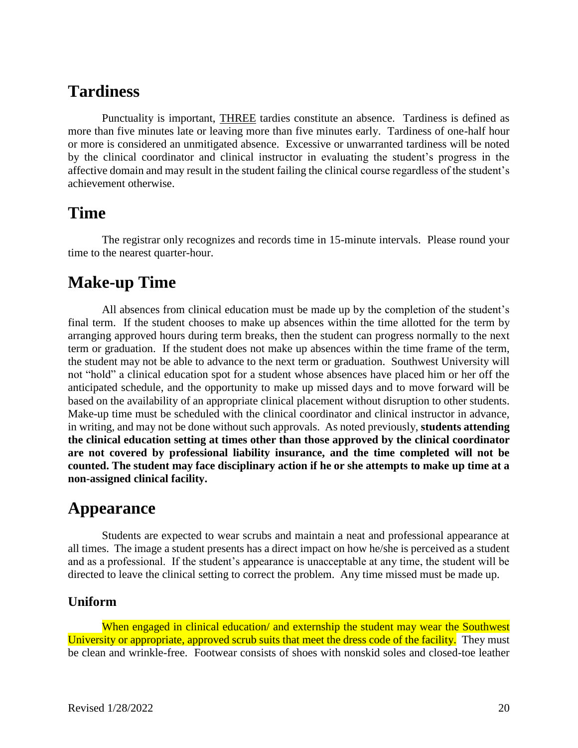## Tardiness

Punctuality is important, THREE tardies constitute an absence. Tardiness is defined as more than five minutes late or leaving more than five minutes early. Tardiness of one-half hour or more is considered an unmitigated absence. Excessive or unwarranted tardiness will be noted by the clinical coordinator and clinical instructor in evaluating the student's progress in the affective domain and may result in the student failing the clinical course regardless of the student's achievement otherwise.

## Time

The registrar only recognizes and records time in 15-minute intervals. Please round your time to the nearest quarter-hour.

## Make-up Time

All absences from clinical education must be made up by the completion of the student's final term. If the student chooses to make up absences within the time allotted for the term by arranging approved hours during term breaks, then the student can progress normally to the next term or graduation. If the student does not make up absences within the time frame of the term, the student may not be able to advance to the next term or graduation. Southwest University will not "hold" a clinical education spot for a student whose absences have placed him or her off the anticipated schedule, and the opportunity to make up missed days and to move forward will be based on the availability of an appropriate clinical placement without disruption to other students. Make-up time must be scheduled with the clinical coordinator and clinical instructor in advance, in writing, and may not be done without such approvals. As noted previously, **students attending the clinical education setting at times other than those approved by the clinical coordinator are not covered by professional liability insurance, and the time completed will not be counted. The student may face disciplinary action if he or she attempts to make up time at a non-assigned clinical facility.**

## Appearance

Students are expected to wear scrubs and maintain a neat and professional appearance at all times. The image a student presents has a direct impact on how he/she is perceived as a student and as a professional. If the student's appearance is unacceptable at any time, the student will be directed to leave the clinical setting to correct the problem. Any time missed must be made up.

### Uniform

When engaged in clinical education/ and externship the student may wear the Southwest University or appropriate, approved scrub suits that meet the dress code of the facility. They must be clean and wrinkle-free. Footwear consists of shoes with nonskid soles and closed-toe leather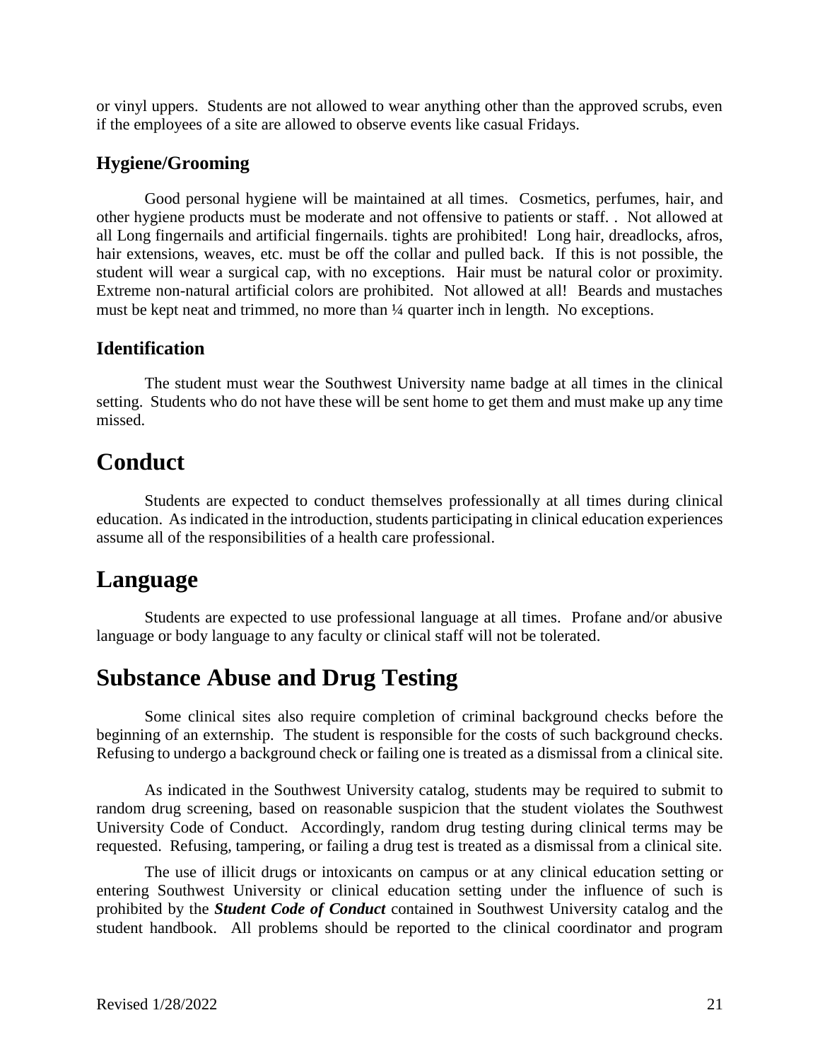or vinyl uppers. Students are not allowed to wear anything other than the approved scrubs, even if the employees of a site are allowed to observe events like casual Fridays.

### Hygiene/Grooming

Good personal hygiene will be maintained at all times. Cosmetics, perfumes, hair, and other hygiene products must be moderate and not offensive to patients or staff. . Not allowed at all Long fingernails and artificial fingernails. tights are prohibited! Long hair, dreadlocks, afros, hair extensions, weaves, etc. must be off the collar and pulled back. If this is not possible, the student will wear a surgical cap, with no exceptions. Hair must be natural color or proximity. Extreme non-natural artificial colors are prohibited. Not allowed at all! Beards and mustaches must be kept neat and trimmed, no more than ¼ quarter inch in length. No exceptions.

### Identification

The student must wear the Southwest University name badge at all times in the clinical setting. Students who do not have these will be sent home to get them and must make up any time missed.

## Conduct

Students are expected to conduct themselves professionally at all times during clinical education. As indicated in the introduction, students participating in clinical education experiences assume all of the responsibilities of a health care professional.

## Language

Students are expected to use professional language at all times. Profane and/or abusive language or body language to any faculty or clinical staff will not be tolerated.

## Substance Abuse and Drug Testing

Some clinical sites also require completion of criminal background checks before the beginning of an externship. The student is responsible for the costs of such background checks. Refusing to undergo a background check or failing one is treated as a dismissal from a clinical site.

As indicated in the Southwest University catalog, students may be required to submit to random drug screening, based on reasonable suspicion that the student violates the Southwest University Code of Conduct. Accordingly, random drug testing during clinical terms may be requested. Refusing, tampering, or failing a drug test is treated as a dismissal from a clinical site.

The use of illicit drugs or intoxicants on campus or at any clinical education setting or entering Southwest University or clinical education setting under the influence of such is prohibited by the ***Student Code of Conduct*** contained in Southwest University catalog and the student handbook. All problems should be reported to the clinical coordinator and program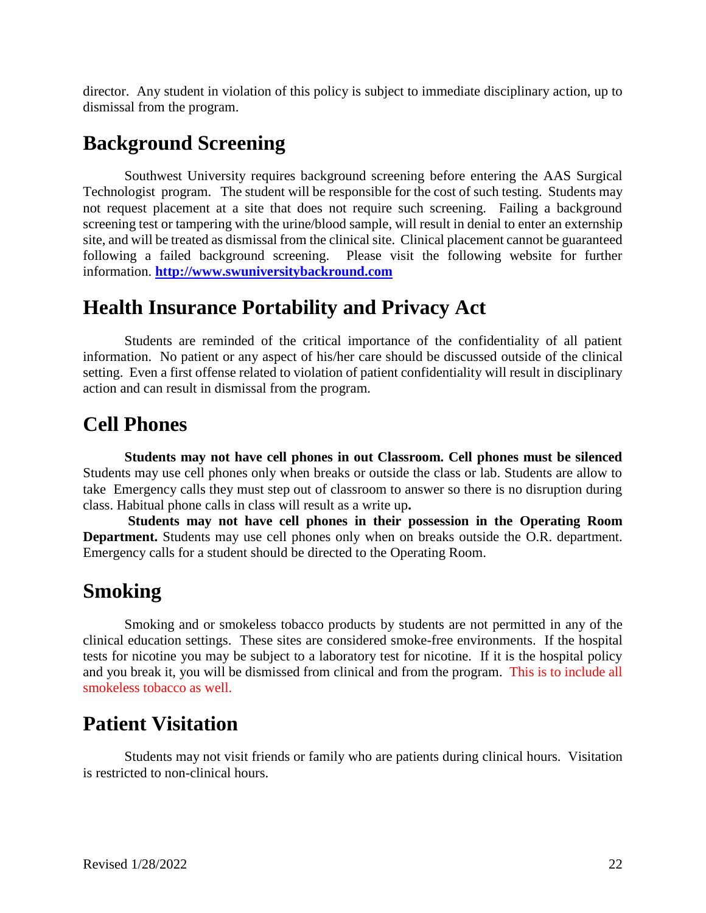director. Any student in violation of this policy is subject to immediate disciplinary action, up to dismissal from the program.

## Background Screening

Southwest University requires background screening before entering the AAS Surgical Technologist program. The student will be responsible for the cost of such testing. Students may not request placement at a site that does not require such screening. Failing a background screening test or tampering with the urine/blood sample, will result in denial to enter an externship site, and will be treated as dismissal from the clinical site. Clinical placement cannot be guaranteed following a failed background screening. Please visit the following website for further information. **[http://www.swuniversitybackround.com](http://www.swuniversitybackround.com)**

## Health Insurance Portability and Privacy Act

Students are reminded of the critical importance of the confidentiality of all patient information. No patient or any aspect of his/her care should be discussed outside of the clinical setting. Even a first offense related to violation of patient confidentiality will result in disciplinary action and can result in dismissal from the program.

## Cell Phones

**Students may not have cell phones in out Classroom. Cell phones must be silenced** Students may use cell phones only when breaks or outside the class or lab. Students are allow to take Emergency calls they must step out of classroom to answer so there is no disruption during class. Habitual phone calls in class will result as a write up**.**

**Students may not have cell phones in their possession in the Operating Room Department.** Students may use cell phones only when on breaks outside the O.R. department. Emergency calls for a student should be directed to the Operating Room.

## Smoking

Smoking and or smokeless tobacco products by students are not permitted in any of the clinical education settings. These sites are considered smoke-free environments. If the hospital tests for nicotine you may be subject to a laboratory test for nicotine. If it is the hospital policy and you break it, you will be dismissed from clinical and from the program. This is to include all smokeless tobacco as well.

## Patient Visitation

Students may not visit friends or family who are patients during clinical hours. Visitation is restricted to non-clinical hours.

Revised 1/28/2022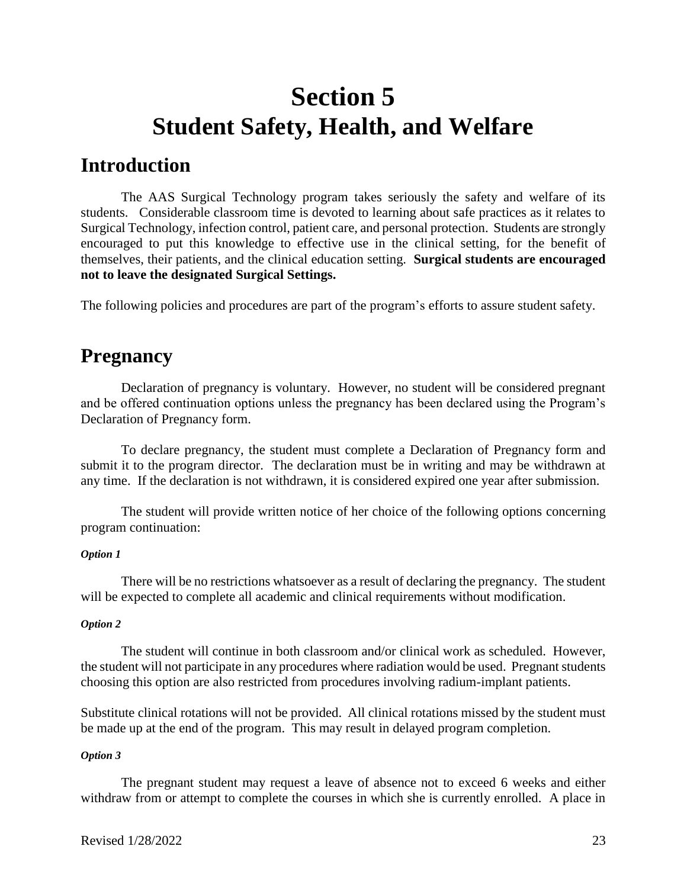# Section 5
# Student Safety, Health, and Welfare

## Introduction

The AAS Surgical Technology program takes seriously the safety and welfare of its students. Considerable classroom time is devoted to learning about safe practices as it relates to Surgical Technology, infection control, patient care, and personal protection. Students are strongly encouraged to put this knowledge to effective use in the clinical setting, for the benefit of themselves, their patients, and the clinical education setting. **Surgical students are encouraged not to leave the designated Surgical Settings.**

The following policies and procedures are part of the program's efforts to assure student safety.

## Pregnancy

Declaration of pregnancy is voluntary. However, no student will be considered pregnant and be offered continuation options unless the pregnancy has been declared using the Program's Declaration of Pregnancy form.

To declare pregnancy, the student must complete a Declaration of Pregnancy form and submit it to the program director. The declaration must be in writing and may be withdrawn at any time. If the declaration is not withdrawn, it is considered expired one year after submission.

The student will provide written notice of her choice of the following options concerning program continuation:

***Option 1***

There will be no restrictions whatsoever as a result of declaring the pregnancy. The student will be expected to complete all academic and clinical requirements without modification.

***Option 2***

The student will continue in both classroom and/or clinical work as scheduled. However, the student will not participate in any procedures where radiation would be used. Pregnant students choosing this option are also restricted from procedures involving radium-implant patients.

Substitute clinical rotations will not be provided. All clinical rotations missed by the student must be made up at the end of the program. This may result in delayed program completion.

***Option 3***

The pregnant student may request a leave of absence not to exceed 6 weeks and either withdraw from or attempt to complete the courses in which she is currently enrolled. A place in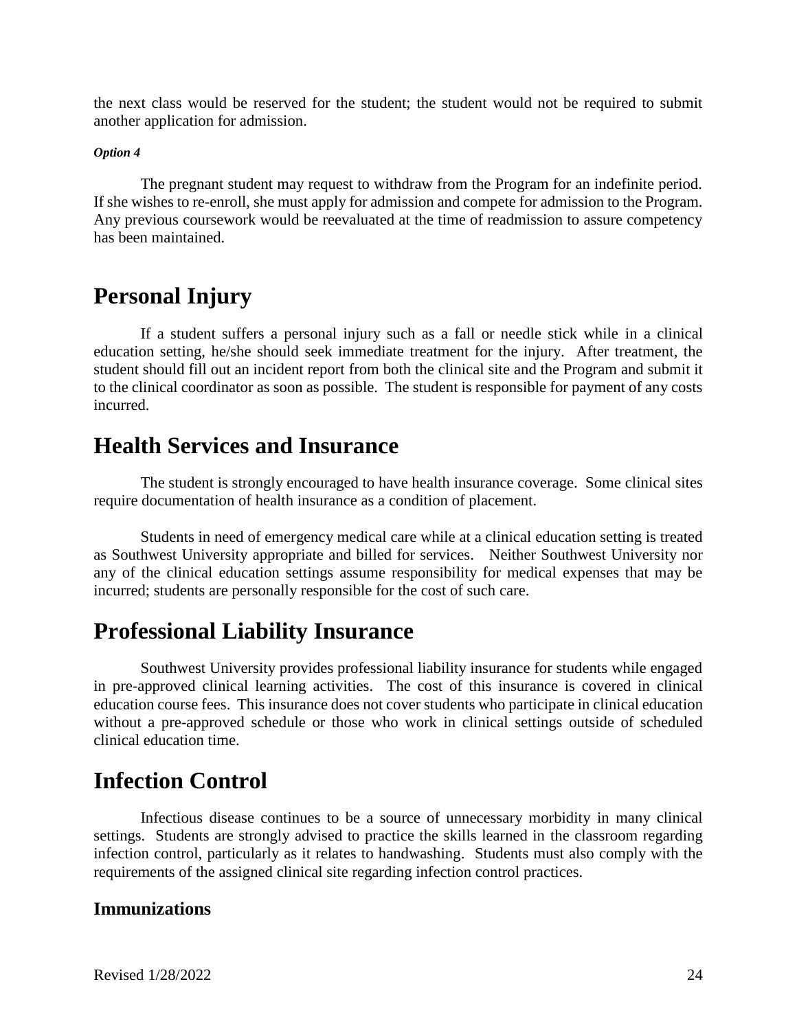the next class would be reserved for the student; the student would not be required to submit another application for admission.

***Option 4***

The pregnant student may request to withdraw from the Program for an indefinite period. If she wishes to re-enroll, she must apply for admission and compete for admission to the Program. Any previous coursework would be reevaluated at the time of readmission to assure competency has been maintained.

# Personal Injury

If a student suffers a personal injury such as a fall or needle stick while in a clinical education setting, he/she should seek immediate treatment for the injury. After treatment, the student should fill out an incident report from both the clinical site and the Program and submit it to the clinical coordinator as soon as possible. The student is responsible for payment of any costs incurred.

# Health Services and Insurance

The student is strongly encouraged to have health insurance coverage. Some clinical sites require documentation of health insurance as a condition of placement.

Students in need of emergency medical care while at a clinical education setting is treated as Southwest University appropriate and billed for services. Neither Southwest University nor any of the clinical education settings assume responsibility for medical expenses that may be incurred; students are personally responsible for the cost of such care.

# Professional Liability Insurance

Southwest University provides professional liability insurance for students while engaged in pre-approved clinical learning activities. The cost of this insurance is covered in clinical education course fees. This insurance does not cover students who participate in clinical education without a pre-approved schedule or those who work in clinical settings outside of scheduled clinical education time.

# Infection Control

Infectious disease continues to be a source of unnecessary morbidity in many clinical settings. Students are strongly advised to practice the skills learned in the classroom regarding infection control, particularly as it relates to handwashing. Students must also comply with the requirements of the assigned clinical site regarding infection control practices.

## Immunizations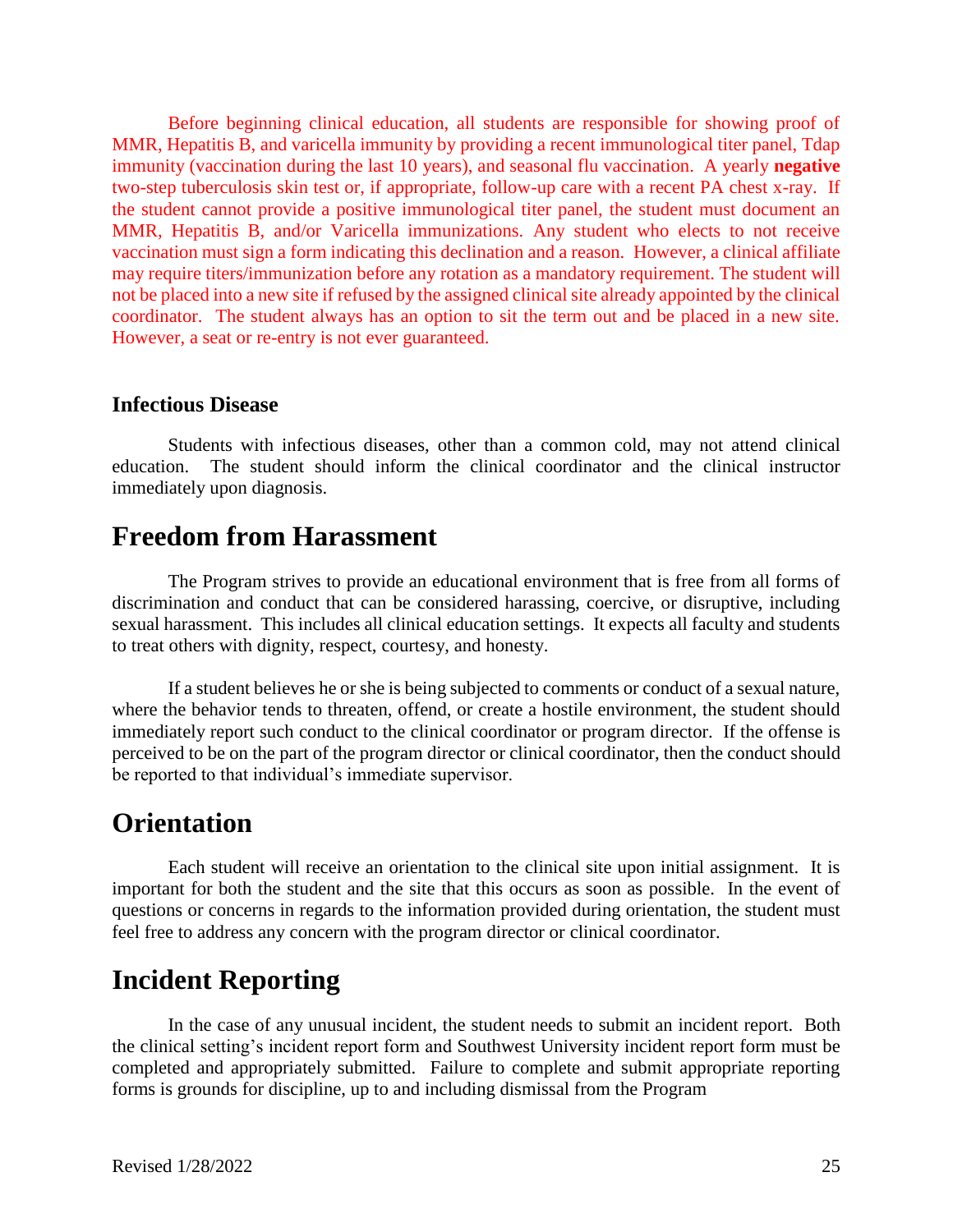Before beginning clinical education, all students are responsible for showing proof of MMR, Hepatitis B, and varicella immunity by providing a recent immunological titer panel, Tdap immunity (vaccination during the last 10 years), and seasonal flu vaccination. A yearly **negative** two-step tuberculosis skin test or, if appropriate, follow-up care with a recent PA chest x-ray. If the student cannot provide a positive immunological titer panel, the student must document an MMR, Hepatitis B, and/or Varicella immunizations. Any student who elects to not receive vaccination must sign a form indicating this declination and a reason. However, a clinical affiliate may require titers/immunization before any rotation as a mandatory requirement. The student will not be placed into a new site if refused by the assigned clinical site already appointed by the clinical coordinator. The student always has an option to sit the term out and be placed in a new site. However, a seat or re-entry is not ever guaranteed.

### Infectious Disease

Students with infectious diseases, other than a common cold, may not attend clinical education. The student should inform the clinical coordinator and the clinical instructor immediately upon diagnosis.

## Freedom from Harassment

The Program strives to provide an educational environment that is free from all forms of discrimination and conduct that can be considered harassing, coercive, or disruptive, including sexual harassment. This includes all clinical education settings. It expects all faculty and students to treat others with dignity, respect, courtesy, and honesty.

If a student believes he or she is being subjected to comments or conduct of a sexual nature, where the behavior tends to threaten, offend, or create a hostile environment, the student should immediately report such conduct to the clinical coordinator or program director. If the offense is perceived to be on the part of the program director or clinical coordinator, then the conduct should be reported to that individual's immediate supervisor.

## Orientation

Each student will receive an orientation to the clinical site upon initial assignment. It is important for both the student and the site that this occurs as soon as possible. In the event of questions or concerns in regards to the information provided during orientation, the student must feel free to address any concern with the program director or clinical coordinator.

## Incident Reporting

In the case of any unusual incident, the student needs to submit an incident report. Both the clinical setting's incident report form and Southwest University incident report form must be completed and appropriately submitted. Failure to complete and submit appropriate reporting forms is grounds for discipline, up to and including dismissal from the Program

Revised 1/28/2022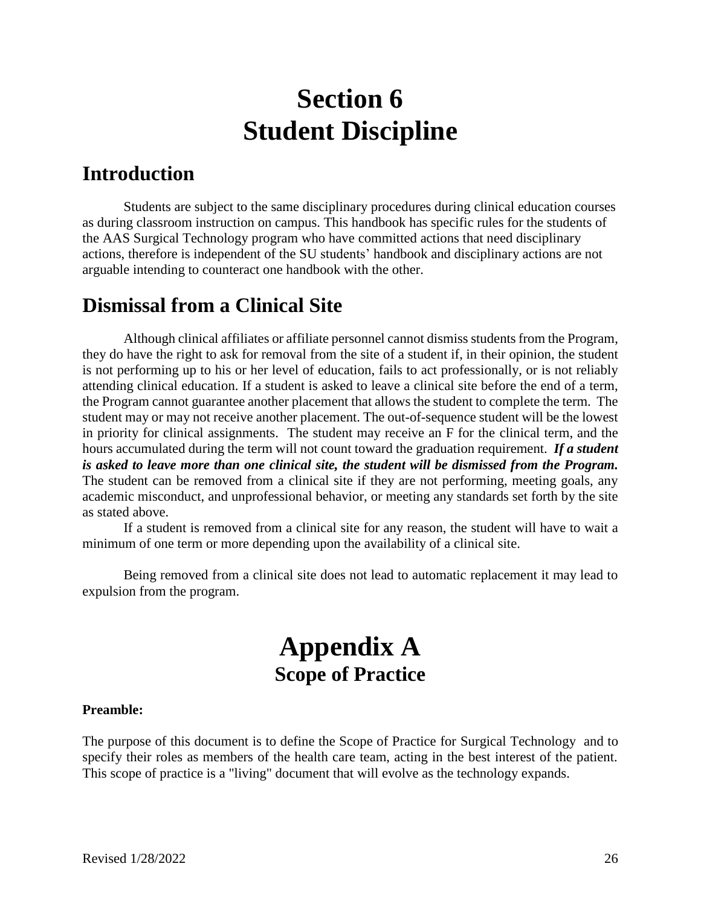# Section 6
# Student Discipline

## Introduction

Students are subject to the same disciplinary procedures during clinical education courses as during classroom instruction on campus. This handbook has specific rules for the students of the AAS Surgical Technology program who have committed actions that need disciplinary actions, therefore is independent of the SU students' handbook and disciplinary actions are not arguable intending to counteract one handbook with the other.

## Dismissal from a Clinical Site

Although clinical affiliates or affiliate personnel cannot dismiss students from the Program, they do have the right to ask for removal from the site of a student if, in their opinion, the student is not performing up to his or her level of education, fails to act professionally, or is not reliably attending clinical education. If a student is asked to leave a clinical site before the end of a term, the Program cannot guarantee another placement that allows the student to complete the term. The student may or may not receive another placement. The out-of-sequence student will be the lowest in priority for clinical assignments. The student may receive an F for the clinical term, and the hours accumulated during the term will not count toward the graduation requirement. ***If a student is asked to leave more than one clinical site, the student will be dismissed from the Program.*** The student can be removed from a clinical site if they are not performing, meeting goals, any academic misconduct, and unprofessional behavior, or meeting any standards set forth by the site as stated above.

If a student is removed from a clinical site for any reason, the student will have to wait a minimum of one term or more depending upon the availability of a clinical site.

Being removed from a clinical site does not lead to automatic replacement it may lead to expulsion from the program.

# Appendix A
## Scope of Practice

**Preamble:**

The purpose of this document is to define the Scope of Practice for Surgical Technology and to specify their roles as members of the health care team, acting in the best interest of the patient. This scope of practice is a "living" document that will evolve as the technology expands.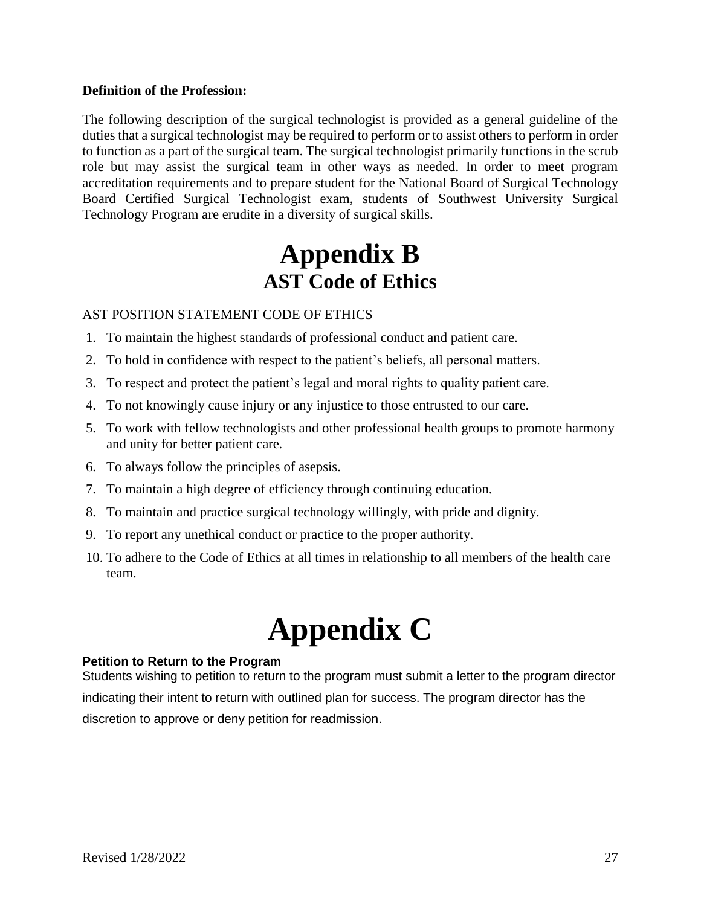**Definition of the Profession:**

The following description of the surgical technologist is provided as a general guideline of the duties that a surgical technologist may be required to perform or to assist others to perform in order to function as a part of the surgical team. The surgical technologist primarily functions in the scrub role but may assist the surgical team in other ways as needed. In order to meet program accreditation requirements and to prepare student for the National Board of Surgical Technology Board Certified Surgical Technologist exam, students of Southwest University Surgical Technology Program are erudite in a diversity of surgical skills.

# Appendix B
## AST Code of Ethics

AST POSITION STATEMENT CODE OF ETHICS

1. To maintain the highest standards of professional conduct and patient care.
2. To hold in confidence with respect to the patient's beliefs, all personal matters.
3. To respect and protect the patient's legal and moral rights to quality patient care.
4. To not knowingly cause injury or any injustice to those entrusted to our care.
5. To work with fellow technologists and other professional health groups to promote harmony and unity for better patient care.
6. To always follow the principles of asepsis.
7. To maintain a high degree of efficiency through continuing education.
8. To maintain and practice surgical technology willingly, with pride and dignity.
9. To report any unethical conduct or practice to the proper authority.
10. To adhere to the Code of Ethics at all times in relationship to all members of the health care team.

# Appendix C

**Petition to Return to the Program**

Students wishing to petition to return to the program must submit a letter to the program director indicating their intent to return with outlined plan for success. The program director has the discretion to approve or deny petition for readmission.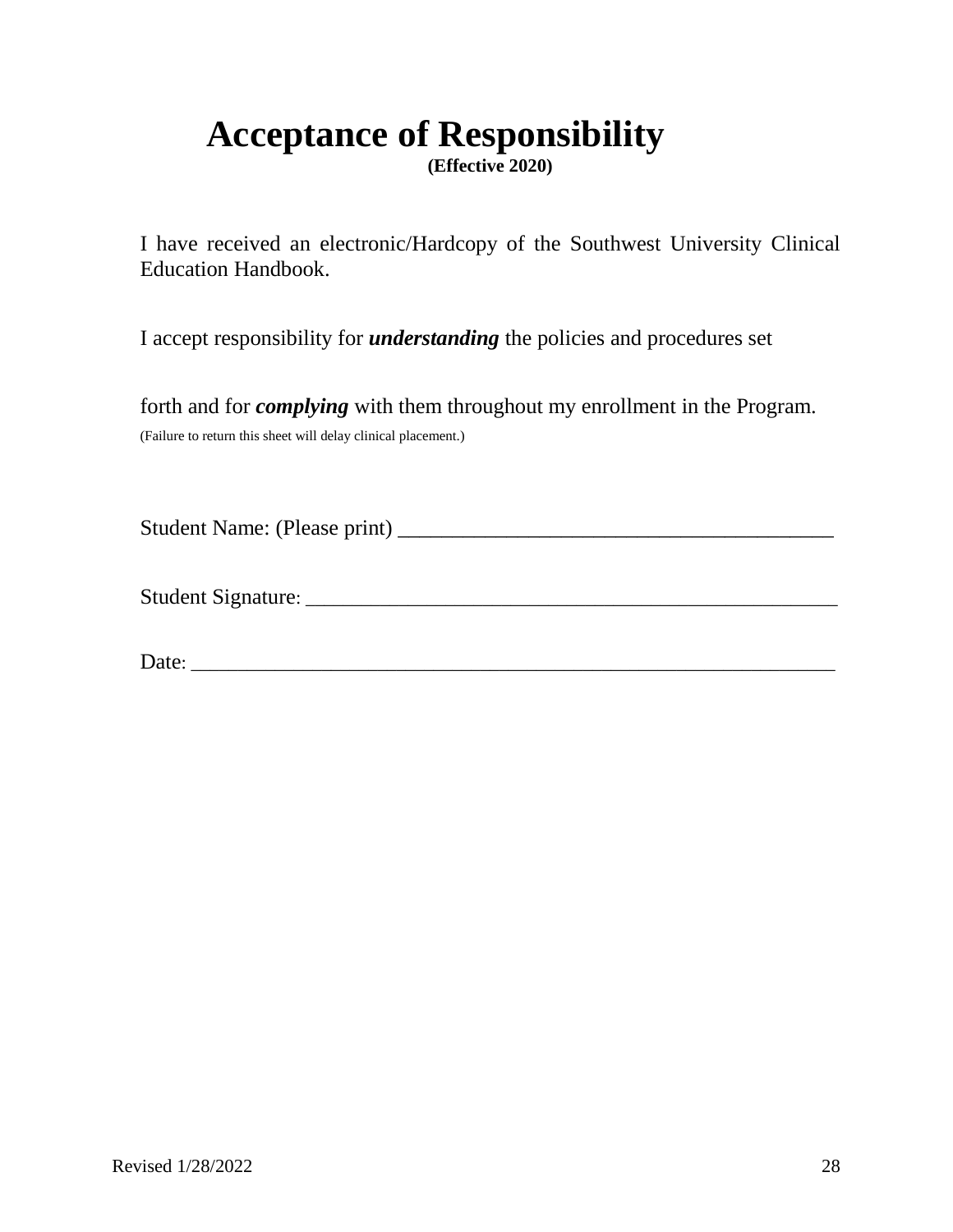# Acceptance of Responsibility

**(Effective 2020)**

I have received an electronic/Hardcopy of the Southwest University Clinical Education Handbook.

I accept responsibility for ***understanding*** the policies and procedures set

forth and for ***complying*** with them throughout my enrollment in the Program.

(Failure to return this sheet will delay clinical placement.)

Student Name: (Please print) ________________________________________

Student Signature: ___________________________________________________

Date: ____________________________________________________________

Revised 1/28/2022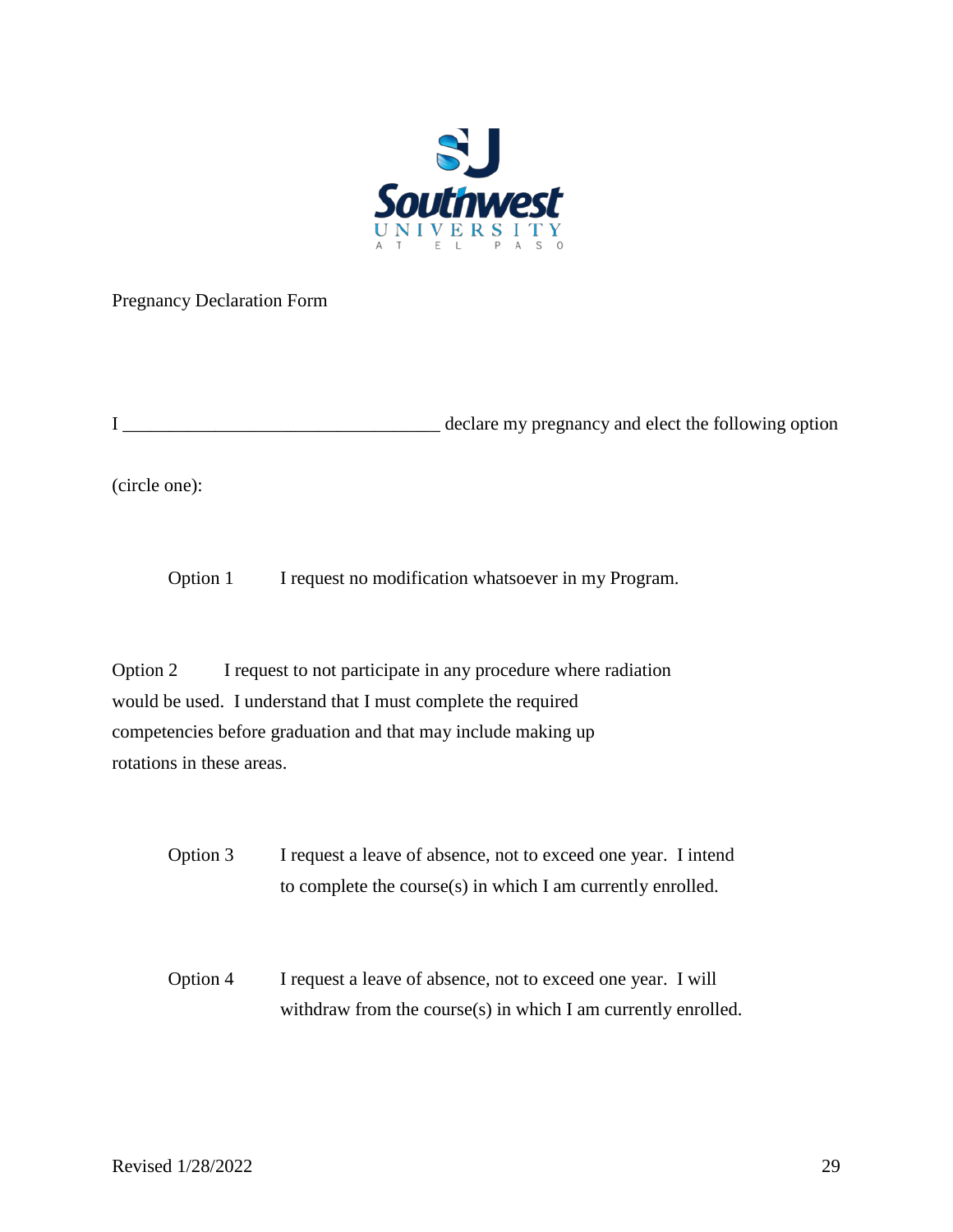Pregnancy Declaration Form

I __________________________________ declare my pregnancy and elect the following option (circle one):

Option 1 I request no modification whatsoever in my Program.

Option 2 I request to not participate in any procedure where radiation would be used. I understand that I must complete the required competencies before graduation and that may include making up rotations in these areas.

Option 3 I request a leave of absence, not to exceed one year. I intend to complete the course(s) in which I am currently enrolled.

Option 4 I request a leave of absence, not to exceed one year. I will withdraw from the course(s) in which I am currently enrolled.

Revised 1/28/2022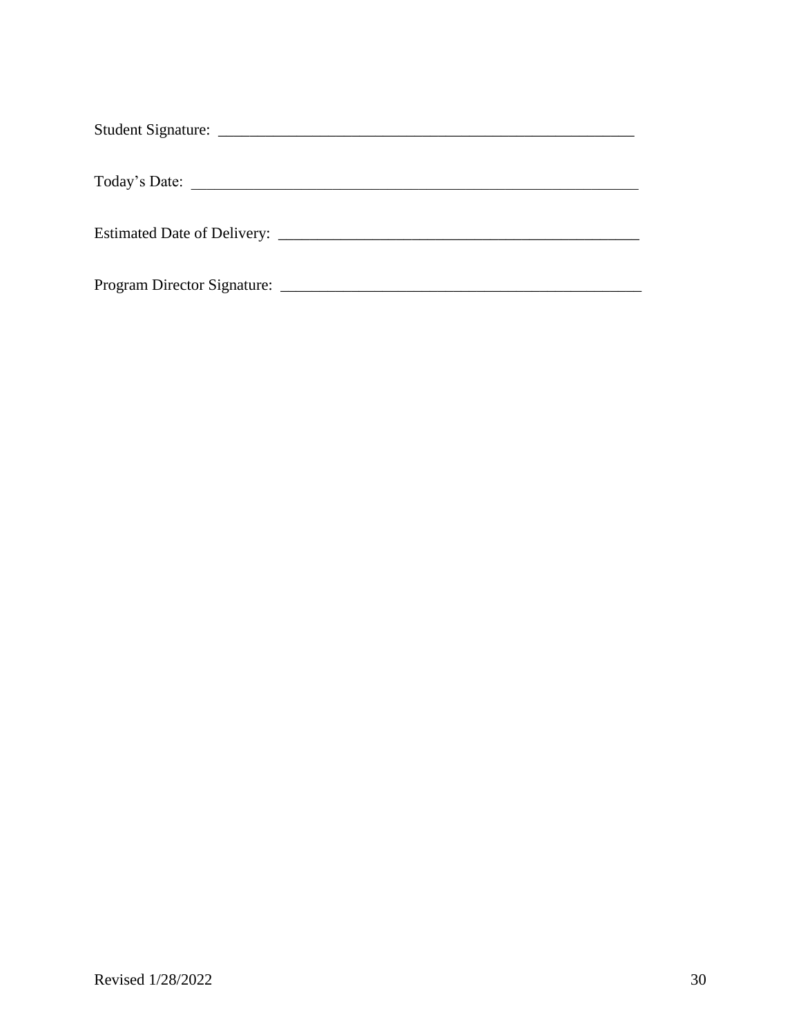Student Signature: _______________________________________________________

Today's Date: ____________________________________________________________

Estimated Date of Delivery: _______________________________________________

Program Director Signature: _______________________________________________

Revised 1/28/2022